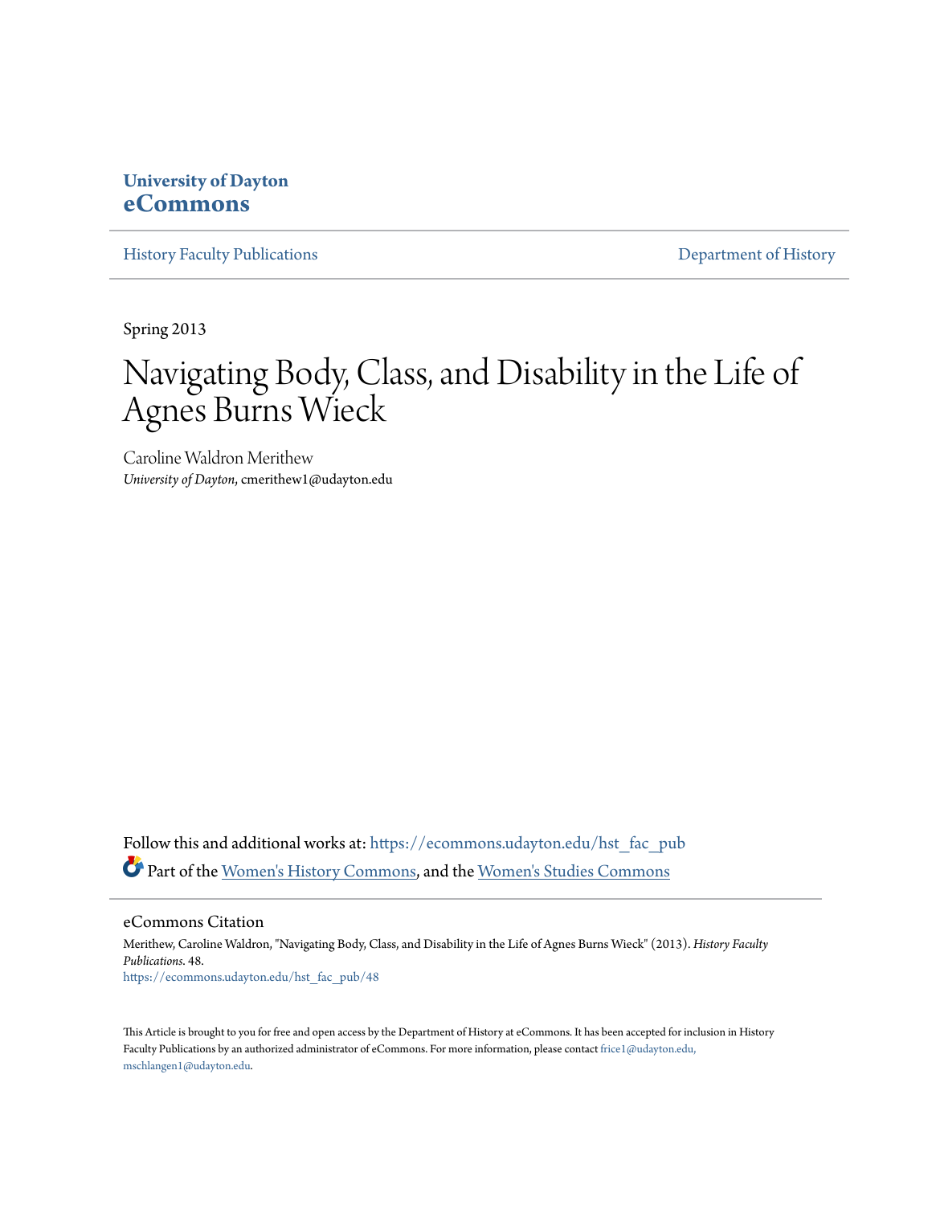University of Dayton
**eCommons**

History Faculty Publications | Department of History

Spring 2013

# Navigating Body, Class, and Disability in the Life of Agnes Burns Wieck

Caroline Waldron Merithew
*University of Dayton*, cmerithew1@udayton.edu

Follow this and additional works at: https://ecommons.udayton.edu/hst_fac_pub

Part of the Women's History Commons, and the Women's Studies Commons

## eCommons Citation

Merithew, Caroline Waldron, "Navigating Body, Class, and Disability in the Life of Agnes Burns Wieck" (2013). *History Faculty Publications*. 48.
https://ecommons.udayton.edu/hst_fac_pub/48

This Article is brought to you for free and open access by the Department of History at eCommons. It has been accepted for inclusion in History Faculty Publications by an authorized administrator of eCommons. For more information, please contact frice1@udayton.edu, mschlangen1@udayton.edu.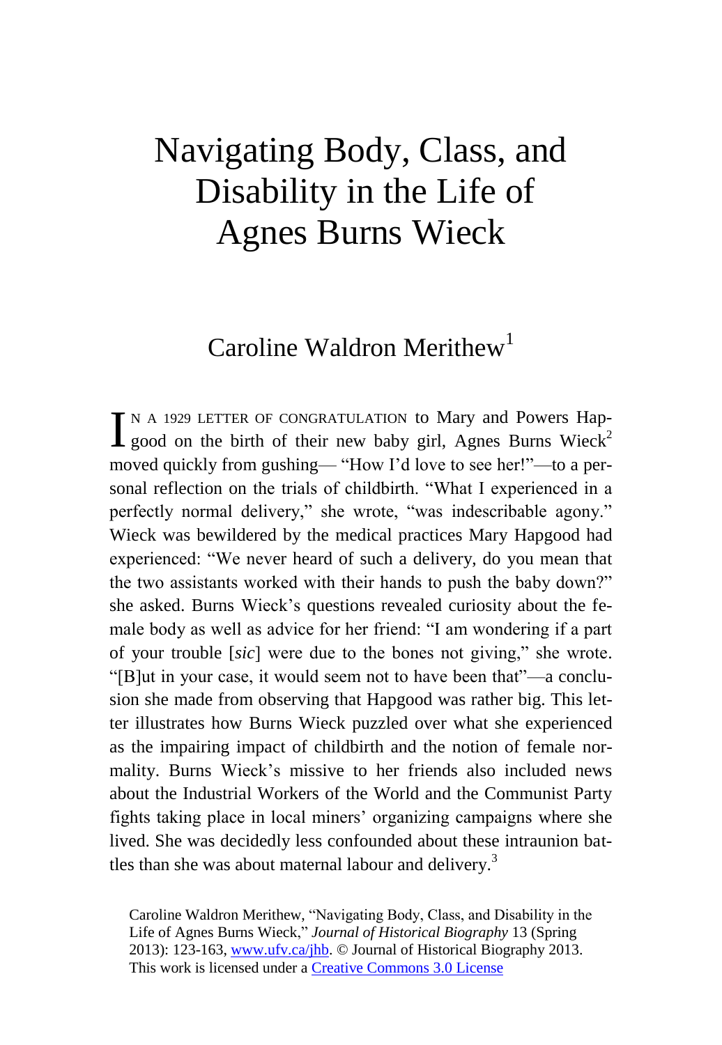# Navigating Body, Class, and Disability in the Life of Agnes Burns Wieck

## Caroline Waldron Merithew[1]

IN A 1929 LETTER OF CONGRATULATION to Mary and Powers Hapgood on the birth of their new baby girl, Agnes Burns Wieck[2] moved quickly from gushing— "How I'd love to see her!"—to a personal reflection on the trials of childbirth. "What I experienced in a perfectly normal delivery," she wrote, "was indescribable agony." Wieck was bewildered by the medical practices Mary Hapgood had experienced: "We never heard of such a delivery, do you mean that the two assistants worked with their hands to push the baby down?" she asked. Burns Wieck's questions revealed curiosity about the female body as well as advice for her friend: "I am wondering if a part of your trouble [*sic*] were due to the bones not giving," she wrote. "[B]ut in your case, it would seem not to have been that"—a conclusion she made from observing that Hapgood was rather big. This letter illustrates how Burns Wieck puzzled over what she experienced as the impairing impact of childbirth and the notion of female normality. Burns Wieck's missive to her friends also included news about the Industrial Workers of the World and the Communist Party fights taking place in local miners' organizing campaigns where she lived. She was decidedly less confounded about these intraunion battles than she was about maternal labour and delivery.[3]

Caroline Waldron Merithew, "Navigating Body, Class, and Disability in the Life of Agnes Burns Wieck," *Journal of Historical Biography* 13 (Spring 2013): 123-163, www.ufv.ca/jhb. © Journal of Historical Biography 2013. This work is licensed under a Creative Commons 3.0 License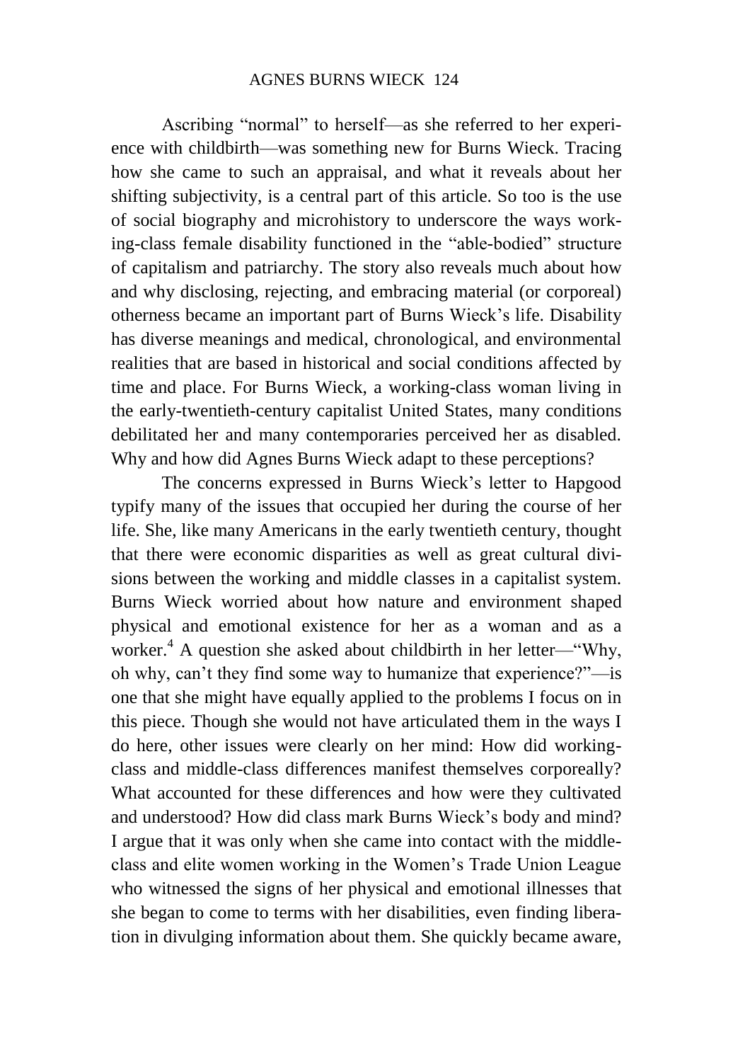Ascribing "normal" to herself—as she referred to her experience with childbirth—was something new for Burns Wieck. Tracing how she came to such an appraisal, and what it reveals about her shifting subjectivity, is a central part of this article. So too is the use of social biography and microhistory to underscore the ways working-class female disability functioned in the "able-bodied" structure of capitalism and patriarchy. The story also reveals much about how and why disclosing, rejecting, and embracing material (or corporeal) otherness became an important part of Burns Wieck's life. Disability has diverse meanings and medical, chronological, and environmental realities that are based in historical and social conditions affected by time and place. For Burns Wieck, a working-class woman living in the early-twentieth-century capitalist United States, many conditions debilitated her and many contemporaries perceived her as disabled. Why and how did Agnes Burns Wieck adapt to these perceptions?

The concerns expressed in Burns Wieck's letter to Hapgood typify many of the issues that occupied her during the course of her life. She, like many Americans in the early twentieth century, thought that there were economic disparities as well as great cultural divisions between the working and middle classes in a capitalist system. Burns Wieck worried about how nature and environment shaped physical and emotional existence for her as a woman and as a worker.[4] A question she asked about childbirth in her letter—"Why, oh why, can't they find some way to humanize that experience?"—is one that she might have equally applied to the problems I focus on in this piece. Though she would not have articulated them in the ways I do here, other issues were clearly on her mind: How did working-class and middle-class differences manifest themselves corporeally? What accounted for these differences and how were they cultivated and understood? How did class mark Burns Wieck's body and mind? I argue that it was only when she came into contact with the middle-class and elite women working in the Women's Trade Union League who witnessed the signs of her physical and emotional illnesses that she began to come to terms with her disabilities, even finding liberation in divulging information about them. She quickly became aware,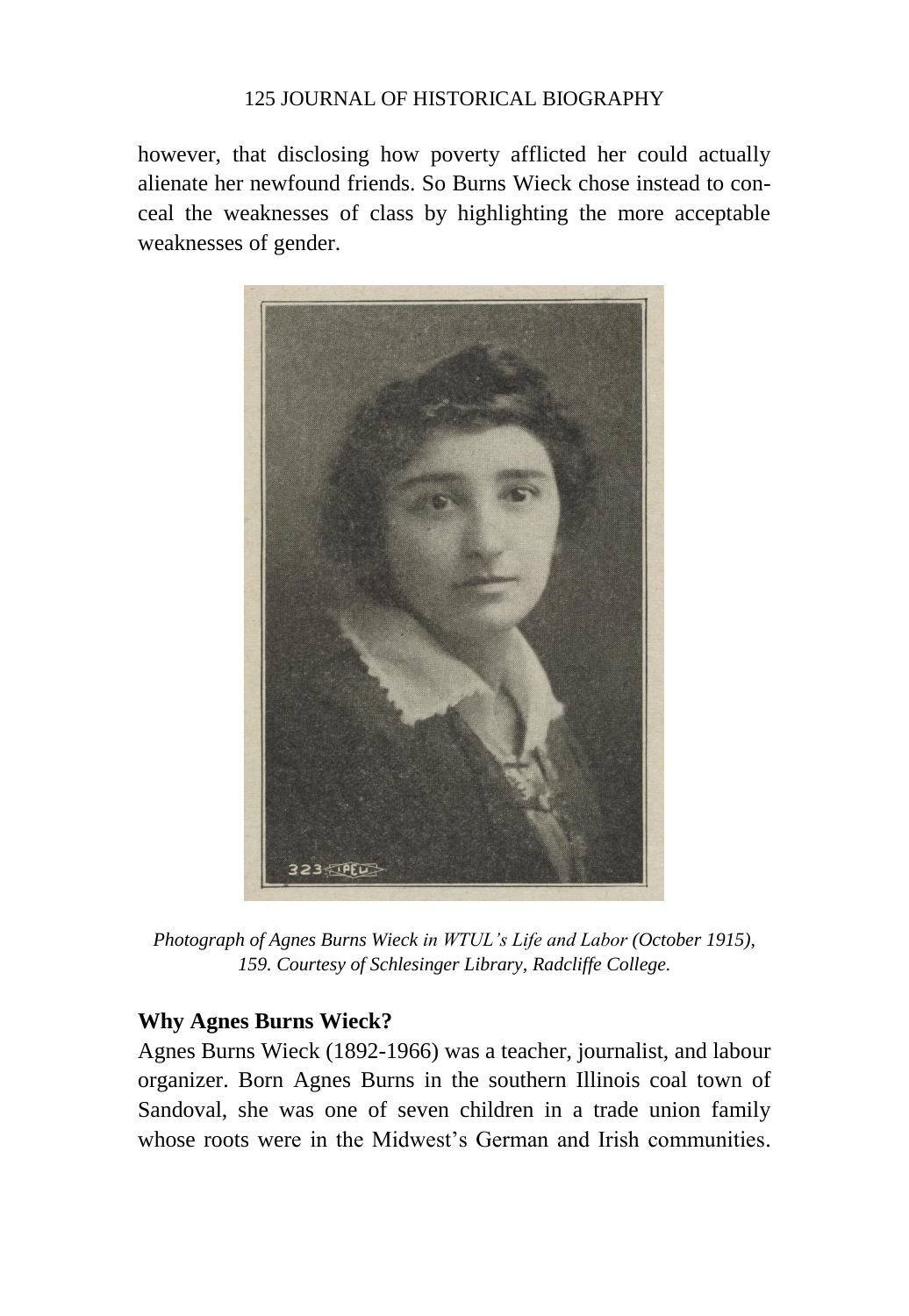however, that disclosing how poverty afflicted her could actually alienate her newfound friends. So Burns Wieck chose instead to conceal the weaknesses of class by highlighting the more acceptable weaknesses of gender.

*Photograph of Agnes Burns Wieck in WTUL's Life and Labor (October 1915), 159. Courtesy of Schlesinger Library, Radcliffe College.*

### Why Agnes Burns Wieck?

Agnes Burns Wieck (1892-1966) was a teacher, journalist, and labour organizer. Born Agnes Burns in the southern Illinois coal town of Sandoval, she was one of seven children in a trade union family whose roots were in the Midwest's German and Irish communities.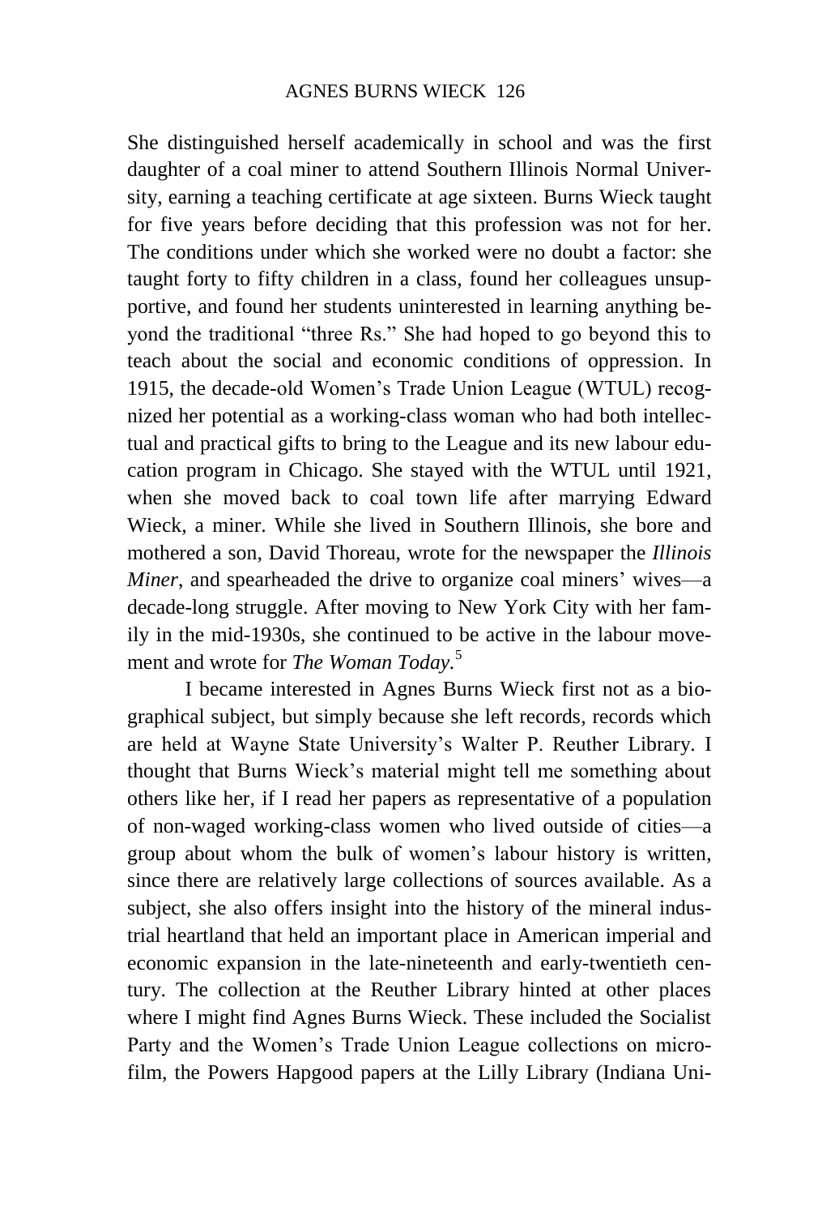She distinguished herself academically in school and was the first daughter of a coal miner to attend Southern Illinois Normal University, earning a teaching certificate at age sixteen. Burns Wieck taught for five years before deciding that this profession was not for her. The conditions under which she worked were no doubt a factor: she taught forty to fifty children in a class, found her colleagues unsupportive, and found her students uninterested in learning anything beyond the traditional "three Rs." She had hoped to go beyond this to teach about the social and economic conditions of oppression. In 1915, the decade-old Women's Trade Union League (WTUL) recognized her potential as a working-class woman who had both intellectual and practical gifts to bring to the League and its new labour education program in Chicago. She stayed with the WTUL until 1921, when she moved back to coal town life after marrying Edward Wieck, a miner. While she lived in Southern Illinois, she bore and mothered a son, David Thoreau, wrote for the newspaper the *Illinois Miner*, and spearheaded the drive to organize coal miners' wives—a decade-long struggle. After moving to New York City with her family in the mid-1930s, she continued to be active in the labour movement and wrote for *The Woman Today*.[5]

I became interested in Agnes Burns Wieck first not as a biographical subject, but simply because she left records, records which are held at Wayne State University's Walter P. Reuther Library. I thought that Burns Wieck's material might tell me something about others like her, if I read her papers as representative of a population of non-waged working-class women who lived outside of cities—a group about whom the bulk of women's labour history is written, since there are relatively large collections of sources available. As a subject, she also offers insight into the history of the mineral industrial heartland that held an important place in American imperial and economic expansion in the late-nineteenth and early-twentieth century. The collection at the Reuther Library hinted at other places where I might find Agnes Burns Wieck. These included the Socialist Party and the Women's Trade Union League collections on microfilm, the Powers Hapgood papers at the Lilly Library (Indiana Uni-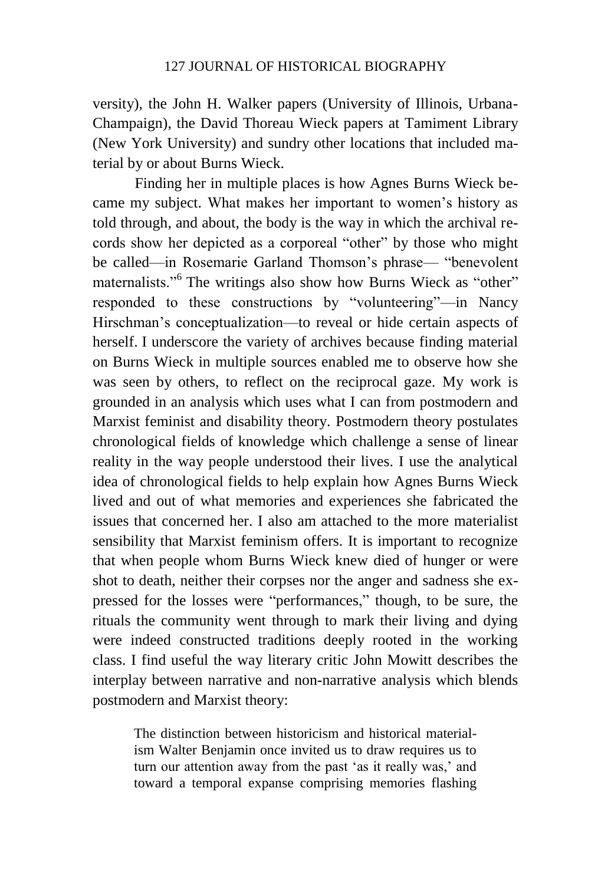versity), the John H. Walker papers (University of Illinois, Urbana-Champaign), the David Thoreau Wieck papers at Tamiment Library (New York University) and sundry other locations that included material by or about Burns Wieck.

Finding her in multiple places is how Agnes Burns Wieck became my subject. What makes her important to women's history as told through, and about, the body is the way in which the archival records show her depicted as a corporeal "other" by those who might be called—in Rosemarie Garland Thomson's phrase— "benevolent maternalists."[6] The writings also show how Burns Wieck as "other" responded to these constructions by "volunteering"—in Nancy Hirschman's conceptualization—to reveal or hide certain aspects of herself. I underscore the variety of archives because finding material on Burns Wieck in multiple sources enabled me to observe how she was seen by others, to reflect on the reciprocal gaze. My work is grounded in an analysis which uses what I can from postmodern and Marxist feminist and disability theory. Postmodern theory postulates chronological fields of knowledge which challenge a sense of linear reality in the way people understood their lives. I use the analytical idea of chronological fields to help explain how Agnes Burns Wieck lived and out of what memories and experiences she fabricated the issues that concerned her. I also am attached to the more materialist sensibility that Marxist feminism offers. It is important to recognize that when people whom Burns Wieck knew died of hunger or were shot to death, neither their corpses nor the anger and sadness she expressed for the losses were "performances," though, to be sure, the rituals the community went through to mark their living and dying were indeed constructed traditions deeply rooted in the working class. I find useful the way literary critic John Mowitt describes the interplay between narrative and non-narrative analysis which blends postmodern and Marxist theory:

> The distinction between historicism and historical materialism Walter Benjamin once invited us to draw requires us to turn our attention away from the past 'as it really was,' and toward a temporal expanse comprising memories flashing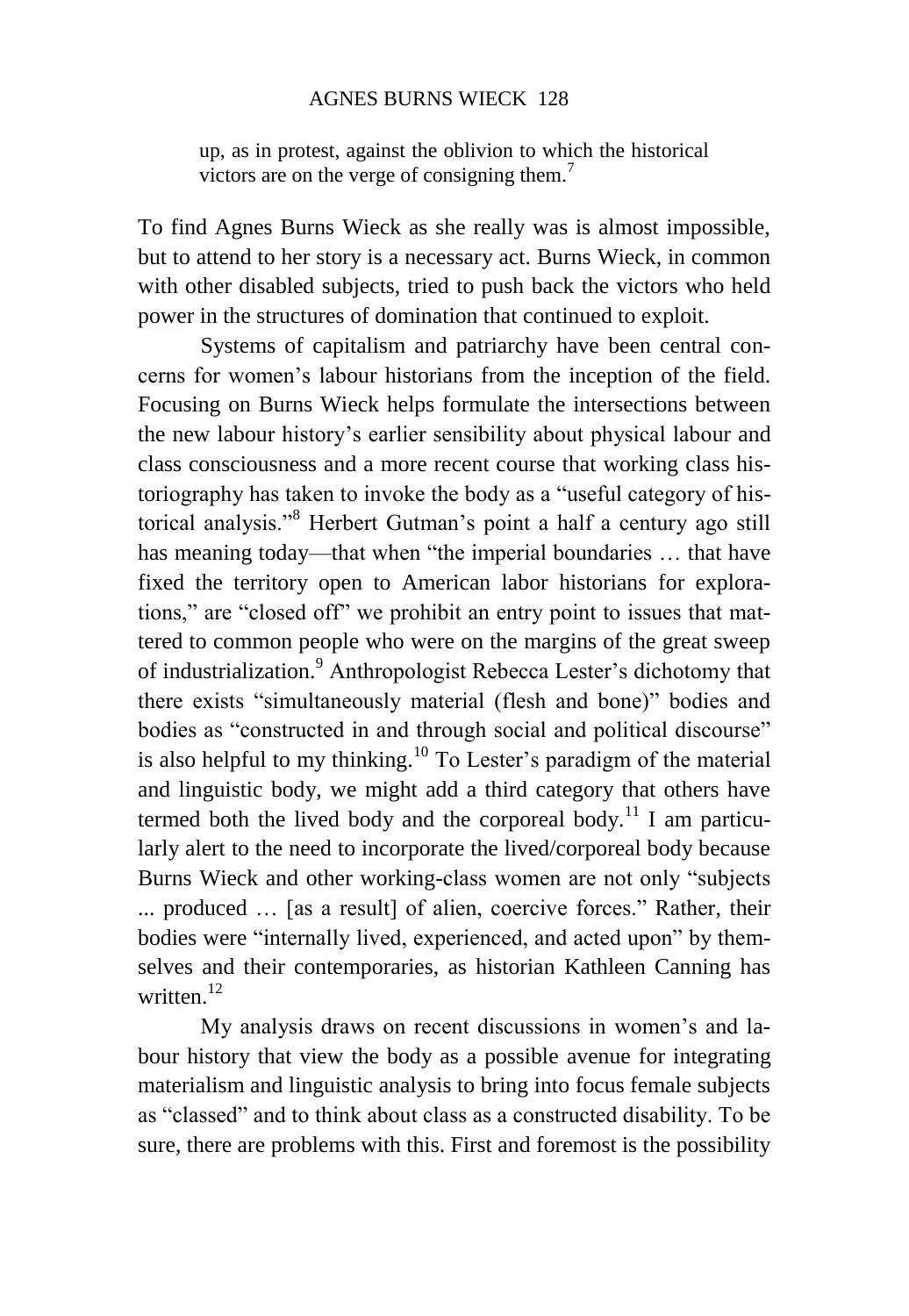> up, as in protest, against the oblivion to which the historical victors are on the verge of consigning them.[7]

To find Agnes Burns Wieck as she really was is almost impossible, but to attend to her story is a necessary act. Burns Wieck, in common with other disabled subjects, tried to push back the victors who held power in the structures of domination that continued to exploit.

Systems of capitalism and patriarchy have been central concerns for women's labour historians from the inception of the field. Focusing on Burns Wieck helps formulate the intersections between the new labour history's earlier sensibility about physical labour and class consciousness and a more recent course that working class historiography has taken to invoke the body as a "useful category of historical analysis."[8] Herbert Gutman's point a half a century ago still has meaning today—that when "the imperial boundaries … that have fixed the territory open to American labor historians for explorations," are "closed off" we prohibit an entry point to issues that mattered to common people who were on the margins of the great sweep of industrialization.[9] Anthropologist Rebecca Lester's dichotomy that there exists "simultaneously material (flesh and bone)" bodies and bodies as "constructed in and through social and political discourse" is also helpful to my thinking.[10] To Lester's paradigm of the material and linguistic body, we might add a third category that others have termed both the lived body and the corporeal body.[11] I am particularly alert to the need to incorporate the lived/corporeal body because Burns Wieck and other working-class women are not only "subjects ... produced … [as a result] of alien, coercive forces." Rather, their bodies were "internally lived, experienced, and acted upon" by themselves and their contemporaries, as historian Kathleen Canning has written.[12]

My analysis draws on recent discussions in women's and labour history that view the body as a possible avenue for integrating materialism and linguistic analysis to bring into focus female subjects as "classed" and to think about class as a constructed disability. To be sure, there are problems with this. First and foremost is the possibility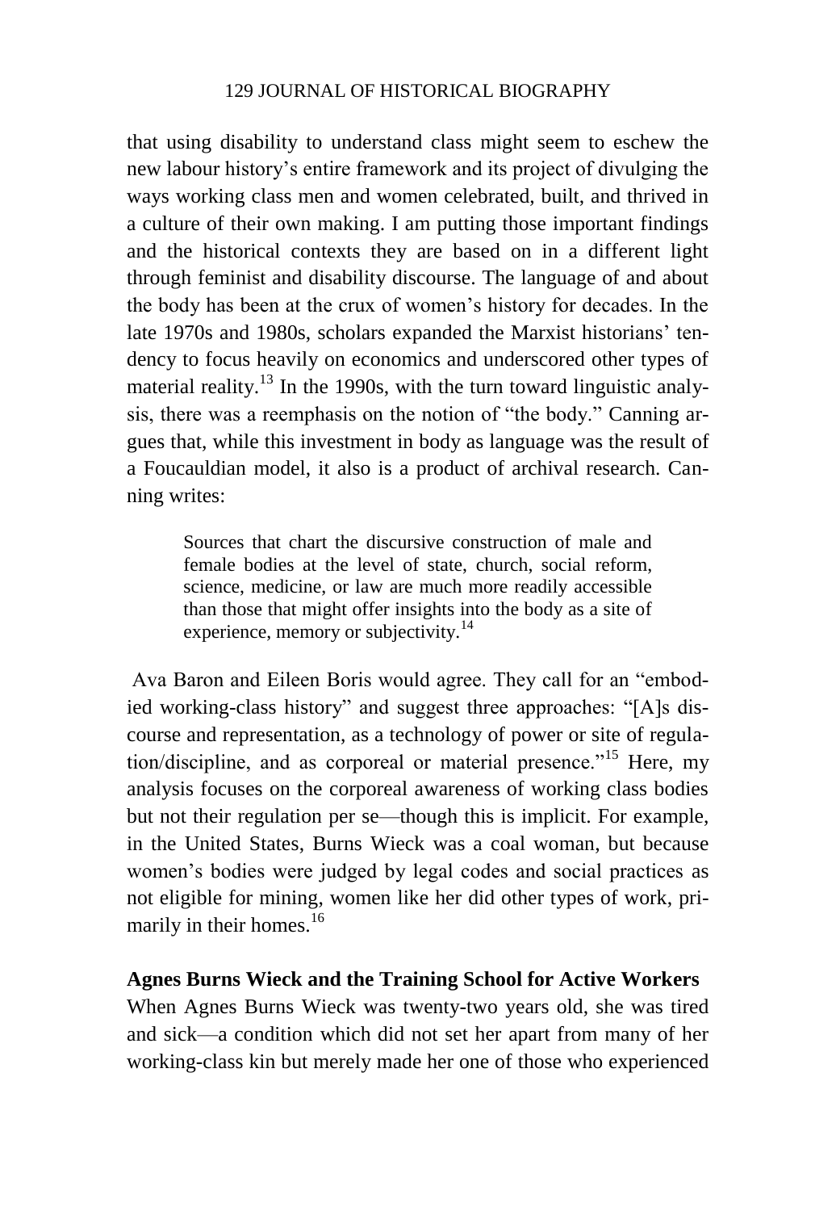that using disability to understand class might seem to eschew the new labour history's entire framework and its project of divulging the ways working class men and women celebrated, built, and thrived in a culture of their own making. I am putting those important findings and the historical contexts they are based on in a different light through feminist and disability discourse. The language of and about the body has been at the crux of women's history for decades. In the late 1970s and 1980s, scholars expanded the Marxist historians' tendency to focus heavily on economics and underscored other types of material reality.[13] In the 1990s, with the turn toward linguistic analysis, there was a reemphasis on the notion of "the body." Canning argues that, while this investment in body as language was the result of a Foucauldian model, it also is a product of archival research. Canning writes:

> Sources that chart the discursive construction of male and female bodies at the level of state, church, social reform, science, medicine, or law are much more readily accessible than those that might offer insights into the body as a site of experience, memory or subjectivity.[14]

Ava Baron and Eileen Boris would agree. They call for an "embodied working-class history" and suggest three approaches: "[A]s discourse and representation, as a technology of power or site of regulation/discipline, and as corporeal or material presence."[15] Here, my analysis focuses on the corporeal awareness of working class bodies but not their regulation per se—though this is implicit. For example, in the United States, Burns Wieck was a coal woman, but because women's bodies were judged by legal codes and social practices as not eligible for mining, women like her did other types of work, primarily in their homes.[16]

## Agnes Burns Wieck and the Training School for Active Workers

When Agnes Burns Wieck was twenty-two years old, she was tired and sick—a condition which did not set her apart from many of her working-class kin but merely made her one of those who experienced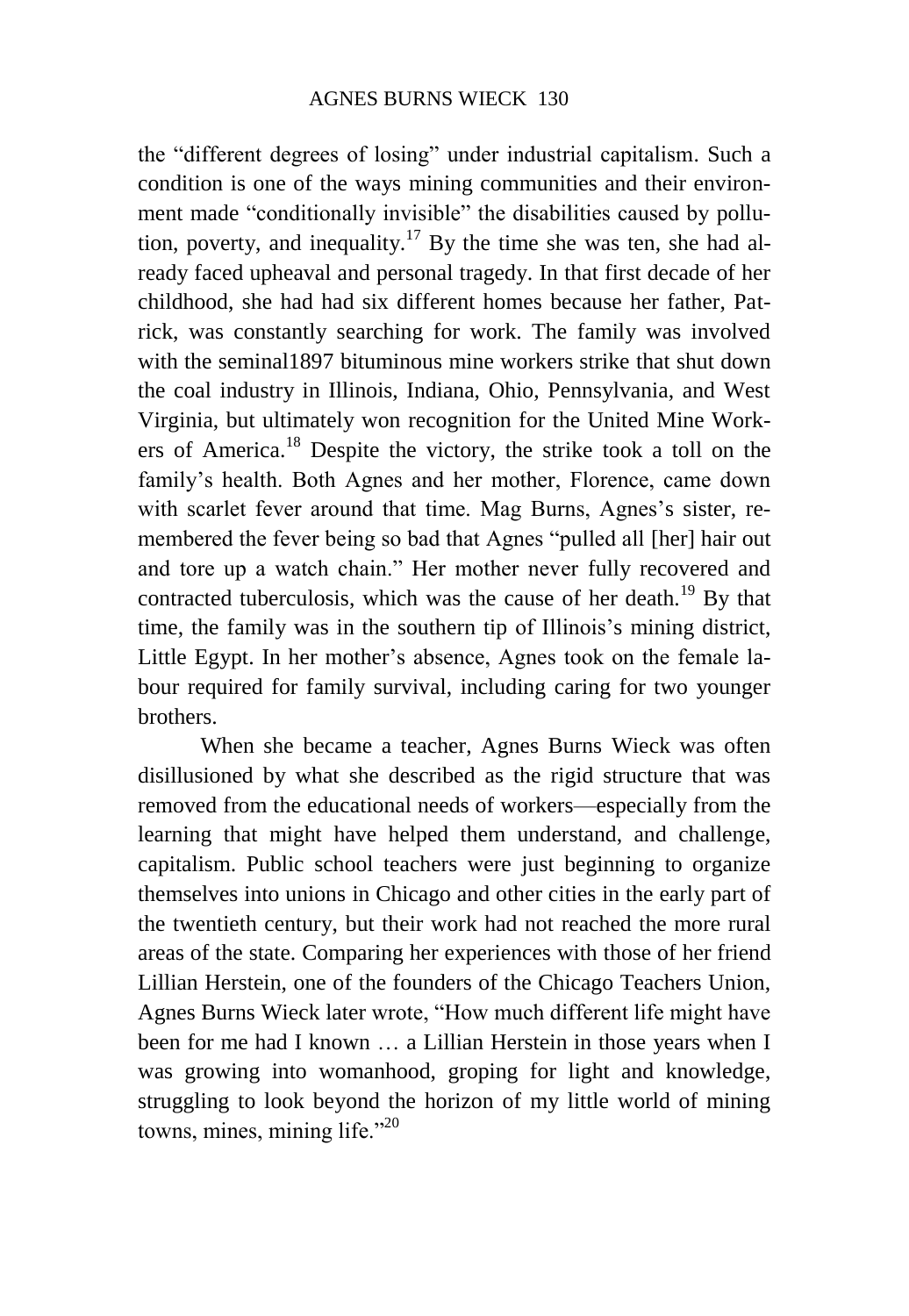the "different degrees of losing" under industrial capitalism. Such a condition is one of the ways mining communities and their environment made "conditionally invisible" the disabilities caused by pollution, poverty, and inequality.[17] By the time she was ten, she had already faced upheaval and personal tragedy. In that first decade of her childhood, she had had six different homes because her father, Patrick, was constantly searching for work. The family was involved with the seminal1897 bituminous mine workers strike that shut down the coal industry in Illinois, Indiana, Ohio, Pennsylvania, and West Virginia, but ultimately won recognition for the United Mine Workers of America.[18] Despite the victory, the strike took a toll on the family's health. Both Agnes and her mother, Florence, came down with scarlet fever around that time. Mag Burns, Agnes's sister, remembered the fever being so bad that Agnes "pulled all [her] hair out and tore up a watch chain." Her mother never fully recovered and contracted tuberculosis, which was the cause of her death.[19] By that time, the family was in the southern tip of Illinois's mining district, Little Egypt. In her mother's absence, Agnes took on the female labour required for family survival, including caring for two younger brothers.

When she became a teacher, Agnes Burns Wieck was often disillusioned by what she described as the rigid structure that was removed from the educational needs of workers—especially from the learning that might have helped them understand, and challenge, capitalism. Public school teachers were just beginning to organize themselves into unions in Chicago and other cities in the early part of the twentieth century, but their work had not reached the more rural areas of the state. Comparing her experiences with those of her friend Lillian Herstein, one of the founders of the Chicago Teachers Union, Agnes Burns Wieck later wrote, "How much different life might have been for me had I known … a Lillian Herstein in those years when I was growing into womanhood, groping for light and knowledge, struggling to look beyond the horizon of my little world of mining towns, mines, mining life."[20]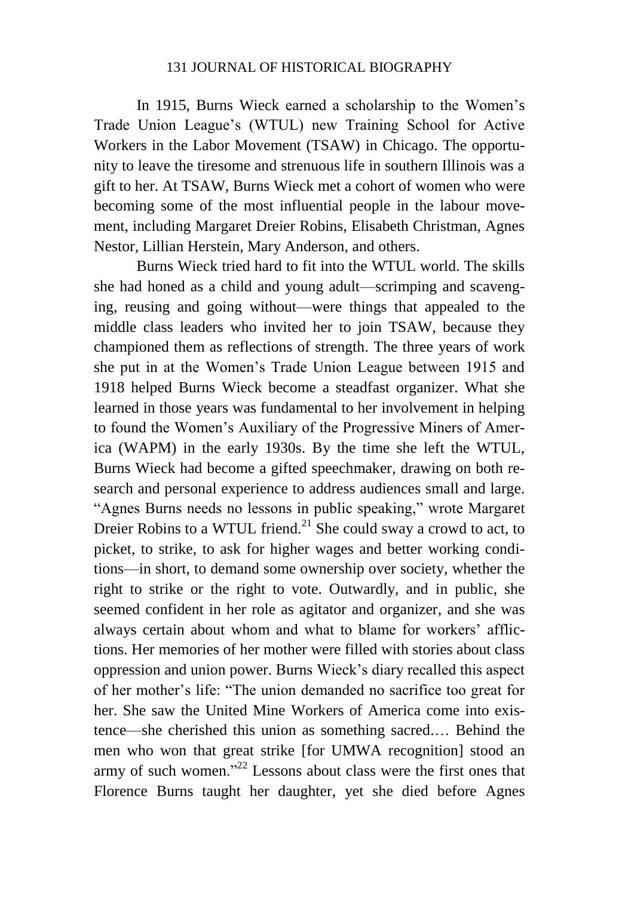In 1915, Burns Wieck earned a scholarship to the Women's Trade Union League's (WTUL) new Training School for Active Workers in the Labor Movement (TSAW) in Chicago. The opportunity to leave the tiresome and strenuous life in southern Illinois was a gift to her. At TSAW, Burns Wieck met a cohort of women who were becoming some of the most influential people in the labour movement, including Margaret Dreier Robins, Elisabeth Christman, Agnes Nestor, Lillian Herstein, Mary Anderson, and others.

Burns Wieck tried hard to fit into the WTUL world. The skills she had honed as a child and young adult—scrimping and scavenging, reusing and going without—were things that appealed to the middle class leaders who invited her to join TSAW, because they championed them as reflections of strength. The three years of work she put in at the Women's Trade Union League between 1915 and 1918 helped Burns Wieck become a steadfast organizer. What she learned in those years was fundamental to her involvement in helping to found the Women's Auxiliary of the Progressive Miners of America (WAPM) in the early 1930s. By the time she left the WTUL, Burns Wieck had become a gifted speechmaker, drawing on both research and personal experience to address audiences small and large. "Agnes Burns needs no lessons in public speaking," wrote Margaret Dreier Robins to a WTUL friend.[21] She could sway a crowd to act, to picket, to strike, to ask for higher wages and better working conditions—in short, to demand some ownership over society, whether the right to strike or the right to vote. Outwardly, and in public, she seemed confident in her role as agitator and organizer, and she was always certain about whom and what to blame for workers' afflictions. Her memories of her mother were filled with stories about class oppression and union power. Burns Wieck's diary recalled this aspect of her mother's life: "The union demanded no sacrifice too great for her. She saw the United Mine Workers of America come into existence—she cherished this union as something sacred.… Behind the men who won that great strike [for UMWA recognition] stood an army of such women."[22] Lessons about class were the first ones that Florence Burns taught her daughter, yet she died before Agnes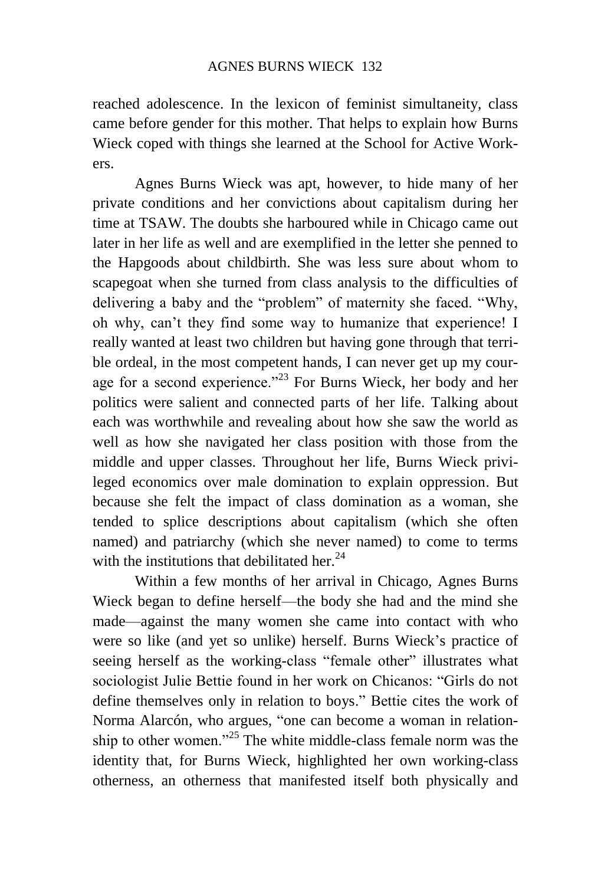reached adolescence. In the lexicon of feminist simultaneity, class came before gender for this mother. That helps to explain how Burns Wieck coped with things she learned at the School for Active Workers.

Agnes Burns Wieck was apt, however, to hide many of her private conditions and her convictions about capitalism during her time at TSAW. The doubts she harboured while in Chicago came out later in her life as well and are exemplified in the letter she penned to the Hapgoods about childbirth. She was less sure about whom to scapegoat when she turned from class analysis to the difficulties of delivering a baby and the "problem" of maternity she faced. "Why, oh why, can't they find some way to humanize that experience! I really wanted at least two children but having gone through that terrible ordeal, in the most competent hands, I can never get up my courage for a second experience."[23] For Burns Wieck, her body and her politics were salient and connected parts of her life. Talking about each was worthwhile and revealing about how she saw the world as well as how she navigated her class position with those from the middle and upper classes. Throughout her life, Burns Wieck privileged economics over male domination to explain oppression. But because she felt the impact of class domination as a woman, she tended to splice descriptions about capitalism (which she often named) and patriarchy (which she never named) to come to terms with the institutions that debilitated her.[24]

Within a few months of her arrival in Chicago, Agnes Burns Wieck began to define herself—the body she had and the mind she made—against the many women she came into contact with who were so like (and yet so unlike) herself. Burns Wieck's practice of seeing herself as the working-class "female other" illustrates what sociologist Julie Bettie found in her work on Chicanos: "Girls do not define themselves only in relation to boys." Bettie cites the work of Norma Alarcón, who argues, "one can become a woman in relationship to other women."[25] The white middle-class female norm was the identity that, for Burns Wieck, highlighted her own working-class otherness, an otherness that manifested itself both physically and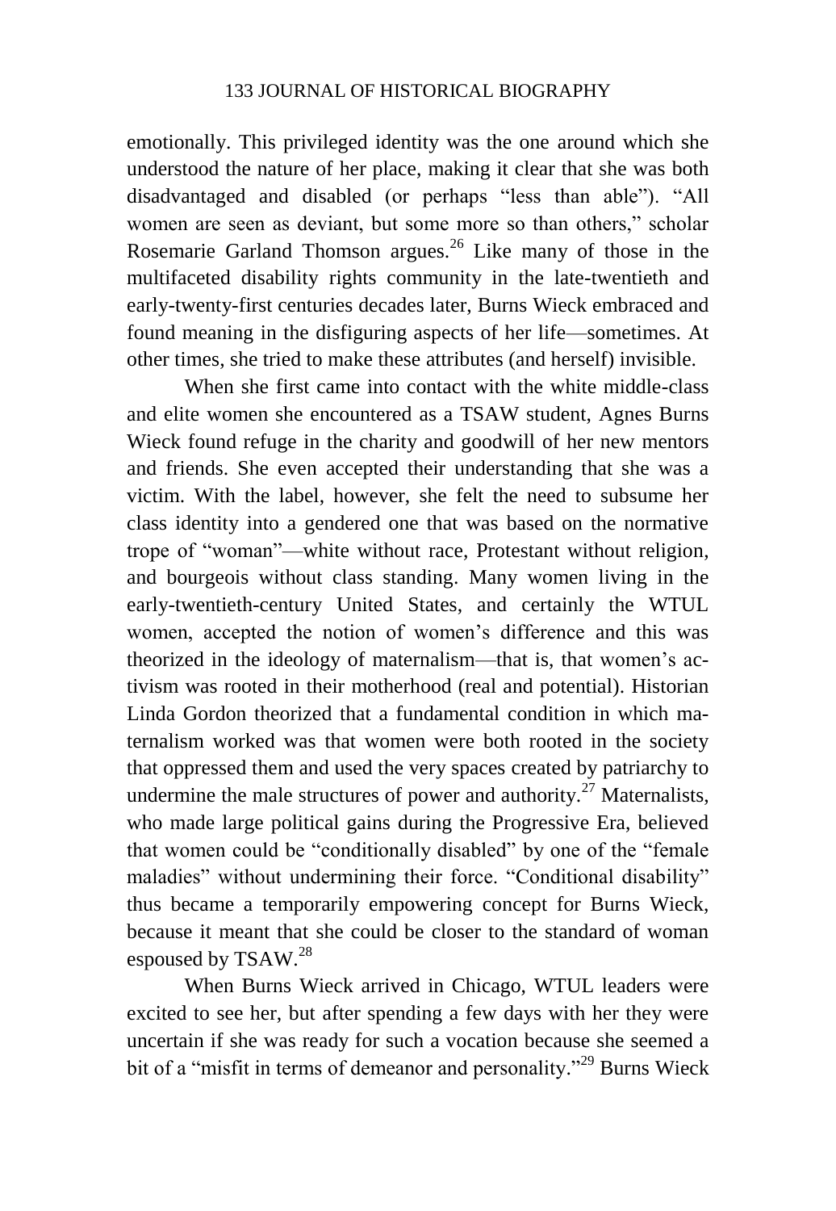emotionally. This privileged identity was the one around which she understood the nature of her place, making it clear that she was both disadvantaged and disabled (or perhaps "less than able"). "All women are seen as deviant, but some more so than others," scholar Rosemarie Garland Thomson argues.[26] Like many of those in the multifaceted disability rights community in the late-twentieth and early-twenty-first centuries decades later, Burns Wieck embraced and found meaning in the disfiguring aspects of her life—sometimes. At other times, she tried to make these attributes (and herself) invisible.

When she first came into contact with the white middle-class and elite women she encountered as a TSAW student, Agnes Burns Wieck found refuge in the charity and goodwill of her new mentors and friends. She even accepted their understanding that she was a victim. With the label, however, she felt the need to subsume her class identity into a gendered one that was based on the normative trope of "woman"—white without race, Protestant without religion, and bourgeois without class standing. Many women living in the early-twentieth-century United States, and certainly the WTUL women, accepted the notion of women's difference and this was theorized in the ideology of maternalism—that is, that women's activism was rooted in their motherhood (real and potential). Historian Linda Gordon theorized that a fundamental condition in which maternalism worked was that women were both rooted in the society that oppressed them and used the very spaces created by patriarchy to undermine the male structures of power and authority.[27] Maternalists, who made large political gains during the Progressive Era, believed that women could be "conditionally disabled" by one of the "female maladies" without undermining their force. "Conditional disability" thus became a temporarily empowering concept for Burns Wieck, because it meant that she could be closer to the standard of woman espoused by TSAW.[28]

When Burns Wieck arrived in Chicago, WTUL leaders were excited to see her, but after spending a few days with her they were uncertain if she was ready for such a vocation because she seemed a bit of a "misfit in terms of demeanor and personality."[29] Burns Wieck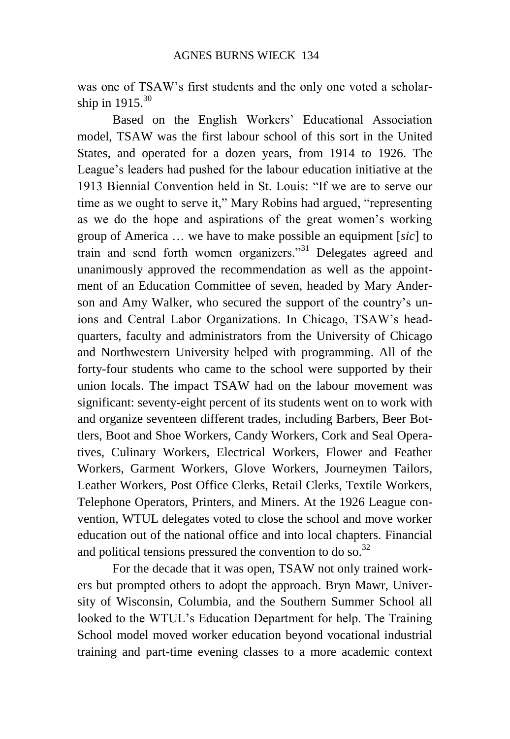was one of TSAW's first students and the only one voted a scholarship in 1915.[30]

Based on the English Workers' Educational Association model, TSAW was the first labour school of this sort in the United States, and operated for a dozen years, from 1914 to 1926. The League's leaders had pushed for the labour education initiative at the 1913 Biennial Convention held in St. Louis: "If we are to serve our time as we ought to serve it," Mary Robins had argued, "representing as we do the hope and aspirations of the great women's working group of America … we have to make possible an equipment [*sic*] to train and send forth women organizers."[31] Delegates agreed and unanimously approved the recommendation as well as the appointment of an Education Committee of seven, headed by Mary Anderson and Amy Walker, who secured the support of the country's unions and Central Labor Organizations. In Chicago, TSAW's headquarters, faculty and administrators from the University of Chicago and Northwestern University helped with programming. All of the forty-four students who came to the school were supported by their union locals. The impact TSAW had on the labour movement was significant: seventy-eight percent of its students went on to work with and organize seventeen different trades, including Barbers, Beer Bottlers, Boot and Shoe Workers, Candy Workers, Cork and Seal Operatives, Culinary Workers, Electrical Workers, Flower and Feather Workers, Garment Workers, Glove Workers, Journeymen Tailors, Leather Workers, Post Office Clerks, Retail Clerks, Textile Workers, Telephone Operators, Printers, and Miners. At the 1926 League convention, WTUL delegates voted to close the school and move worker education out of the national office and into local chapters. Financial and political tensions pressured the convention to do so.[32]

For the decade that it was open, TSAW not only trained workers but prompted others to adopt the approach. Bryn Mawr, University of Wisconsin, Columbia, and the Southern Summer School all looked to the WTUL's Education Department for help. The Training School model moved worker education beyond vocational industrial training and part-time evening classes to a more academic context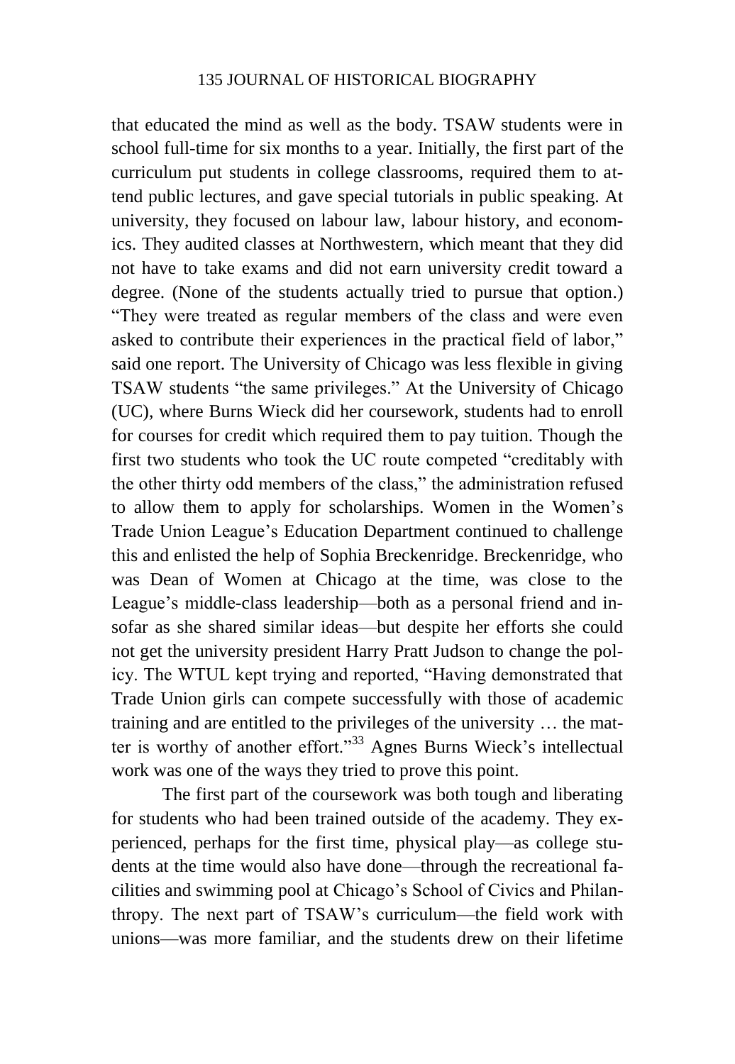that educated the mind as well as the body. TSAW students were in school full-time for six months to a year. Initially, the first part of the curriculum put students in college classrooms, required them to attend public lectures, and gave special tutorials in public speaking. At university, they focused on labour law, labour history, and economics. They audited classes at Northwestern, which meant that they did not have to take exams and did not earn university credit toward a degree. (None of the students actually tried to pursue that option.) "They were treated as regular members of the class and were even asked to contribute their experiences in the practical field of labor," said one report. The University of Chicago was less flexible in giving TSAW students "the same privileges." At the University of Chicago (UC), where Burns Wieck did her coursework, students had to enroll for courses for credit which required them to pay tuition. Though the first two students who took the UC route competed "creditably with the other thirty odd members of the class," the administration refused to allow them to apply for scholarships. Women in the Women's Trade Union League's Education Department continued to challenge this and enlisted the help of Sophia Breckenridge. Breckenridge, who was Dean of Women at Chicago at the time, was close to the League's middle-class leadership—both as a personal friend and insofar as she shared similar ideas—but despite her efforts she could not get the university president Harry Pratt Judson to change the policy. The WTUL kept trying and reported, "Having demonstrated that Trade Union girls can compete successfully with those of academic training and are entitled to the privileges of the university … the matter is worthy of another effort."[33] Agnes Burns Wieck's intellectual work was one of the ways they tried to prove this point.

The first part of the coursework was both tough and liberating for students who had been trained outside of the academy. They experienced, perhaps for the first time, physical play—as college students at the time would also have done—through the recreational facilities and swimming pool at Chicago's School of Civics and Philanthropy. The next part of TSAW's curriculum—the field work with unions—was more familiar, and the students drew on their lifetime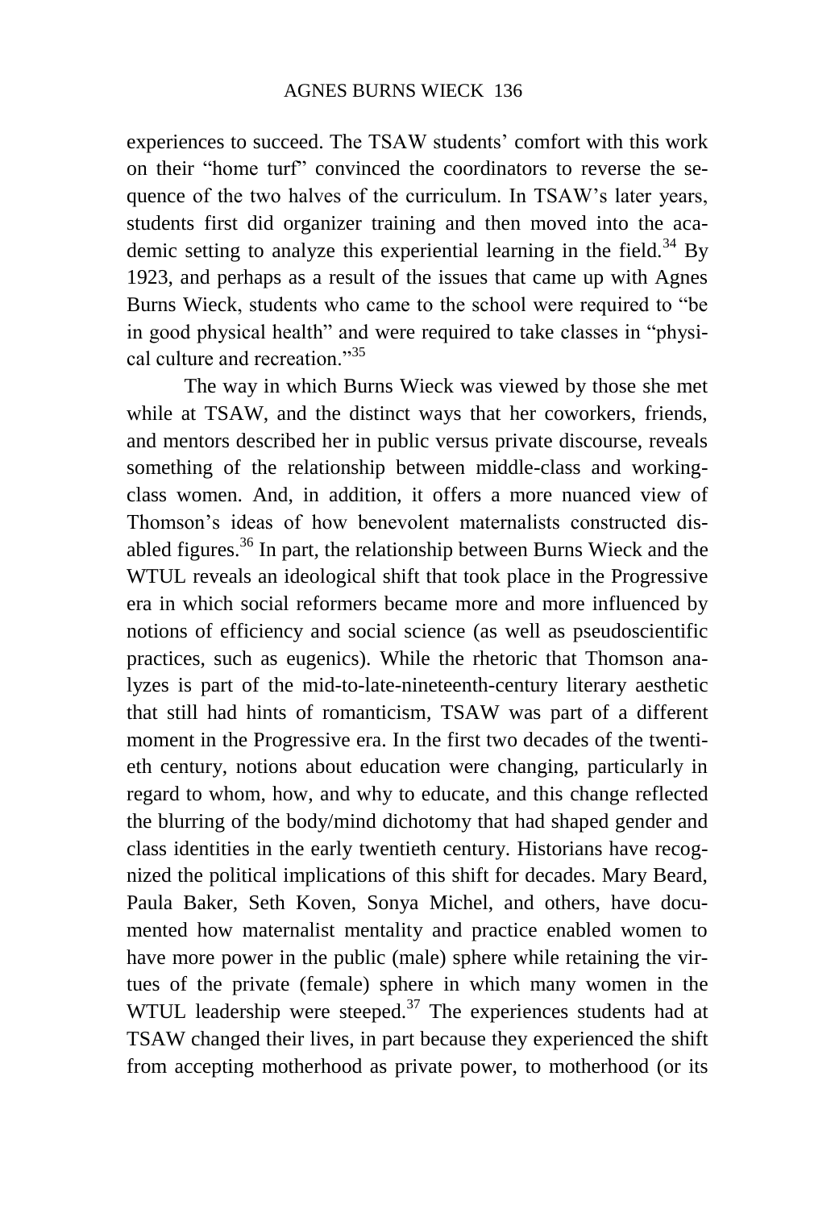experiences to succeed. The TSAW students' comfort with this work on their "home turf" convinced the coordinators to reverse the sequence of the two halves of the curriculum. In TSAW's later years, students first did organizer training and then moved into the academic setting to analyze this experiential learning in the field.[34] By 1923, and perhaps as a result of the issues that came up with Agnes Burns Wieck, students who came to the school were required to "be in good physical health" and were required to take classes in "physical culture and recreation."[35]

The way in which Burns Wieck was viewed by those she met while at TSAW, and the distinct ways that her coworkers, friends, and mentors described her in public versus private discourse, reveals something of the relationship between middle-class and working-class women. And, in addition, it offers a more nuanced view of Thomson's ideas of how benevolent maternalists constructed disabled figures.[36] In part, the relationship between Burns Wieck and the WTUL reveals an ideological shift that took place in the Progressive era in which social reformers became more and more influenced by notions of efficiency and social science (as well as pseudoscientific practices, such as eugenics). While the rhetoric that Thomson analyzes is part of the mid-to-late-nineteenth-century literary aesthetic that still had hints of romanticism, TSAW was part of a different moment in the Progressive era. In the first two decades of the twentieth century, notions about education were changing, particularly in regard to whom, how, and why to educate, and this change reflected the blurring of the body/mind dichotomy that had shaped gender and class identities in the early twentieth century. Historians have recognized the political implications of this shift for decades. Mary Beard, Paula Baker, Seth Koven, Sonya Michel, and others, have documented how maternalist mentality and practice enabled women to have more power in the public (male) sphere while retaining the virtues of the private (female) sphere in which many women in the WTUL leadership were steeped.[37] The experiences students had at TSAW changed their lives, in part because they experienced the shift from accepting motherhood as private power, to motherhood (or its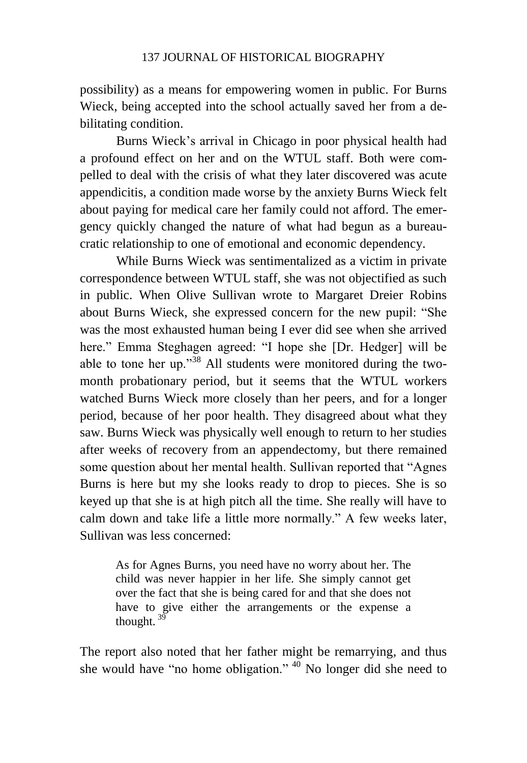possibility) as a means for empowering women in public. For Burns Wieck, being accepted into the school actually saved her from a debilitating condition.

Burns Wieck's arrival in Chicago in poor physical health had a profound effect on her and on the WTUL staff. Both were compelled to deal with the crisis of what they later discovered was acute appendicitis, a condition made worse by the anxiety Burns Wieck felt about paying for medical care her family could not afford. The emergency quickly changed the nature of what had begun as a bureaucratic relationship to one of emotional and economic dependency.

While Burns Wieck was sentimentalized as a victim in private correspondence between WTUL staff, she was not objectified as such in public. When Olive Sullivan wrote to Margaret Dreier Robins about Burns Wieck, she expressed concern for the new pupil: "She was the most exhausted human being I ever did see when she arrived here." Emma Steghagen agreed: "I hope she [Dr. Hedger] will be able to tone her up."[38] All students were monitored during the two-month probationary period, but it seems that the WTUL workers watched Burns Wieck more closely than her peers, and for a longer period, because of her poor health. They disagreed about what they saw. Burns Wieck was physically well enough to return to her studies after weeks of recovery from an appendectomy, but there remained some question about her mental health. Sullivan reported that "Agnes Burns is here but my she looks ready to drop to pieces. She is so keyed up that she is at high pitch all the time. She really will have to calm down and take life a little more normally." A few weeks later, Sullivan was less concerned:

> As for Agnes Burns, you need have no worry about her. The child was never happier in her life. She simply cannot get over the fact that she is being cared for and that she does not have to give either the arrangements or the expense a thought.[39]

The report also noted that her father might be remarrying, and thus she would have "no home obligation."[40] No longer did she need to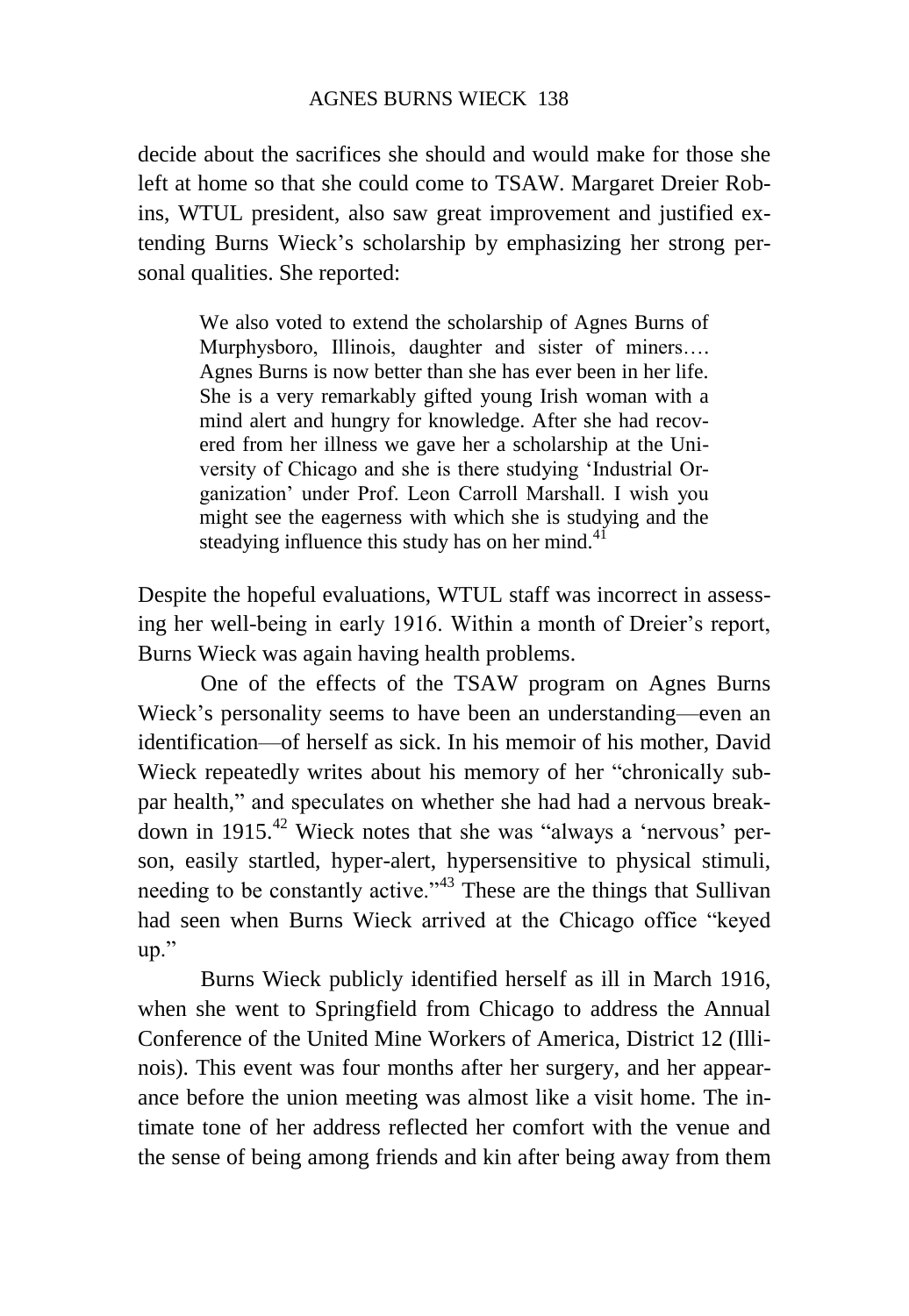decide about the sacrifices she should and would make for those she left at home so that she could come to TSAW. Margaret Dreier Robins, WTUL president, also saw great improvement and justified extending Burns Wieck's scholarship by emphasizing her strong personal qualities. She reported:

> We also voted to extend the scholarship of Agnes Burns of Murphysboro, Illinois, daughter and sister of miners…. Agnes Burns is now better than she has ever been in her life. She is a very remarkably gifted young Irish woman with a mind alert and hungry for knowledge. After she had recovered from her illness we gave her a scholarship at the University of Chicago and she is there studying 'Industrial Organization' under Prof. Leon Carroll Marshall. I wish you might see the eagerness with which she is studying and the steadying influence this study has on her mind.[41]

Despite the hopeful evaluations, WTUL staff was incorrect in assessing her well-being in early 1916. Within a month of Dreier's report, Burns Wieck was again having health problems.

One of the effects of the TSAW program on Agnes Burns Wieck's personality seems to have been an understanding—even an identification—of herself as sick. In his memoir of his mother, David Wieck repeatedly writes about his memory of her "chronically subpar health," and speculates on whether she had had a nervous breakdown in 1915.[42] Wieck notes that she was "always a 'nervous' person, easily startled, hyper-alert, hypersensitive to physical stimuli, needing to be constantly active."[43] These are the things that Sullivan had seen when Burns Wieck arrived at the Chicago office "keyed up."

Burns Wieck publicly identified herself as ill in March 1916, when she went to Springfield from Chicago to address the Annual Conference of the United Mine Workers of America, District 12 (Illinois). This event was four months after her surgery, and her appearance before the union meeting was almost like a visit home. The intimate tone of her address reflected her comfort with the venue and the sense of being among friends and kin after being away from them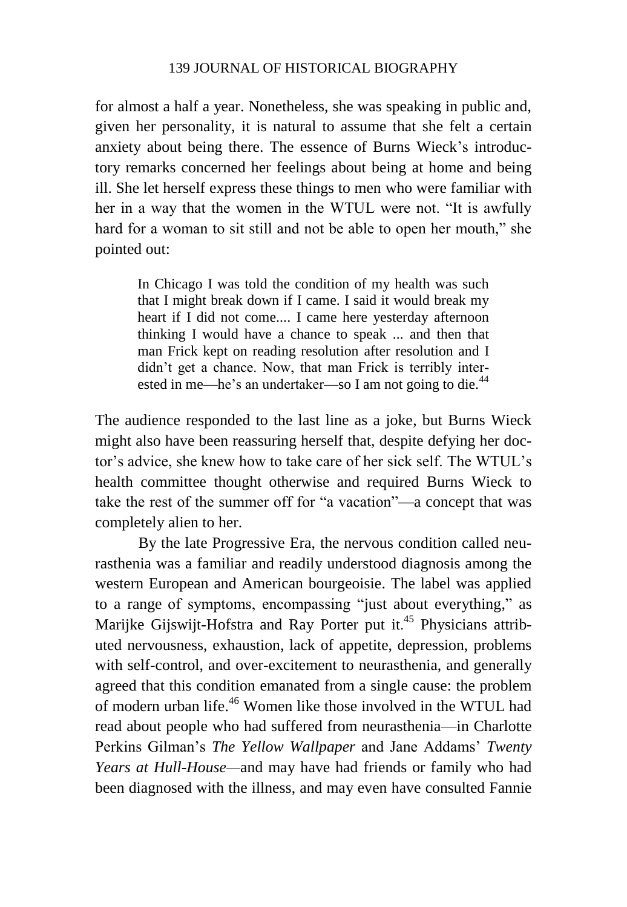for almost a half a year. Nonetheless, she was speaking in public and, given her personality, it is natural to assume that she felt a certain anxiety about being there. The essence of Burns Wieck's introductory remarks concerned her feelings about being at home and being ill. She let herself express these things to men who were familiar with her in a way that the women in the WTUL were not. "It is awfully hard for a woman to sit still and not be able to open her mouth," she pointed out:

> In Chicago I was told the condition of my health was such that I might break down if I came. I said it would break my heart if I did not come.... I came here yesterday afternoon thinking I would have a chance to speak ... and then that man Frick kept on reading resolution after resolution and I didn't get a chance. Now, that man Frick is terribly interested in me—he's an undertaker—so I am not going to die.[44]

The audience responded to the last line as a joke, but Burns Wieck might also have been reassuring herself that, despite defying her doctor's advice, she knew how to take care of her sick self. The WTUL's health committee thought otherwise and required Burns Wieck to take the rest of the summer off for "a vacation"—a concept that was completely alien to her.

By the late Progressive Era, the nervous condition called neurasthenia was a familiar and readily understood diagnosis among the western European and American bourgeoisie. The label was applied to a range of symptoms, encompassing "just about everything," as Marijke Gijswijt-Hofstra and Ray Porter put it.[45] Physicians attributed nervousness, exhaustion, lack of appetite, depression, problems with self-control, and over-excitement to neurasthenia, and generally agreed that this condition emanated from a single cause: the problem of modern urban life.[46] Women like those involved in the WTUL had read about people who had suffered from neurasthenia—in Charlotte Perkins Gilman's *The Yellow Wallpaper* and Jane Addams' *Twenty Years at Hull-House*—and may have had friends or family who had been diagnosed with the illness, and may even have consulted Fannie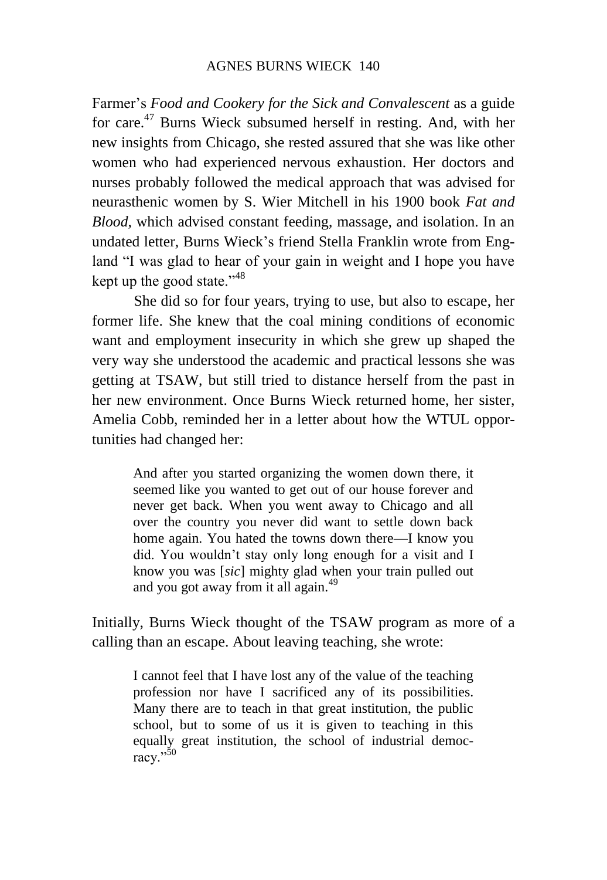Farmer's *Food and Cookery for the Sick and Convalescent* as a guide for care.[47] Burns Wieck subsumed herself in resting. And, with her new insights from Chicago, she rested assured that she was like other women who had experienced nervous exhaustion. Her doctors and nurses probably followed the medical approach that was advised for neurasthenic women by S. Wier Mitchell in his 1900 book *Fat and Blood*, which advised constant feeding, massage, and isolation. In an undated letter, Burns Wieck's friend Stella Franklin wrote from England "I was glad to hear of your gain in weight and I hope you have kept up the good state."[48]

She did so for four years, trying to use, but also to escape, her former life. She knew that the coal mining conditions of economic want and employment insecurity in which she grew up shaped the very way she understood the academic and practical lessons she was getting at TSAW, but still tried to distance herself from the past in her new environment. Once Burns Wieck returned home, her sister, Amelia Cobb, reminded her in a letter about how the WTUL opportunities had changed her:

> And after you started organizing the women down there, it seemed like you wanted to get out of our house forever and never get back. When you went away to Chicago and all over the country you never did want to settle down back home again. You hated the towns down there—I know you did. You wouldn't stay only long enough for a visit and I know you was [*sic*] mighty glad when your train pulled out and you got away from it all again.[49]

Initially, Burns Wieck thought of the TSAW program as more of a calling than an escape. About leaving teaching, she wrote:

> I cannot feel that I have lost any of the value of the teaching profession nor have I sacrificed any of its possibilities. Many there are to teach in that great institution, the public school, but to some of us it is given to teaching in this equally great institution, the school of industrial democracy."[50]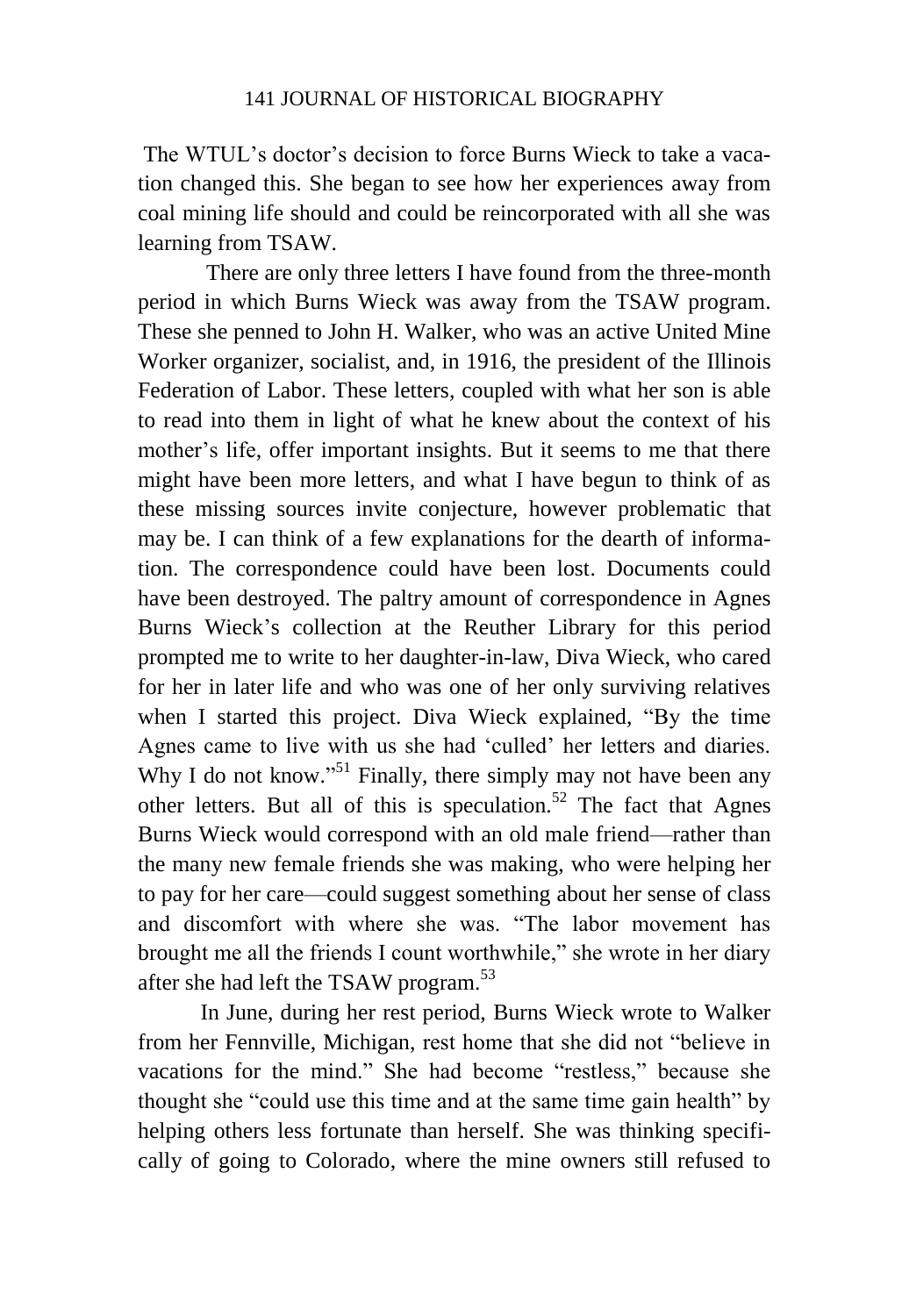The WTUL's doctor's decision to force Burns Wieck to take a vacation changed this. She began to see how her experiences away from coal mining life should and could be reincorporated with all she was learning from TSAW.

There are only three letters I have found from the three-month period in which Burns Wieck was away from the TSAW program. These she penned to John H. Walker, who was an active United Mine Worker organizer, socialist, and, in 1916, the president of the Illinois Federation of Labor. These letters, coupled with what her son is able to read into them in light of what he knew about the context of his mother's life, offer important insights. But it seems to me that there might have been more letters, and what I have begun to think of as these missing sources invite conjecture, however problematic that may be. I can think of a few explanations for the dearth of information. The correspondence could have been lost. Documents could have been destroyed. The paltry amount of correspondence in Agnes Burns Wieck's collection at the Reuther Library for this period prompted me to write to her daughter-in-law, Diva Wieck, who cared for her in later life and who was one of her only surviving relatives when I started this project. Diva Wieck explained, "By the time Agnes came to live with us she had 'culled' her letters and diaries. Why I do not know."[51] Finally, there simply may not have been any other letters. But all of this is speculation.[52] The fact that Agnes Burns Wieck would correspond with an old male friend—rather than the many new female friends she was making, who were helping her to pay for her care—could suggest something about her sense of class and discomfort with where she was. "The labor movement has brought me all the friends I count worthwhile," she wrote in her diary after she had left the TSAW program.[53]

In June, during her rest period, Burns Wieck wrote to Walker from her Fennville, Michigan, rest home that she did not "believe in vacations for the mind." She had become "restless," because she thought she "could use this time and at the same time gain health" by helping others less fortunate than herself. She was thinking specifically of going to Colorado, where the mine owners still refused to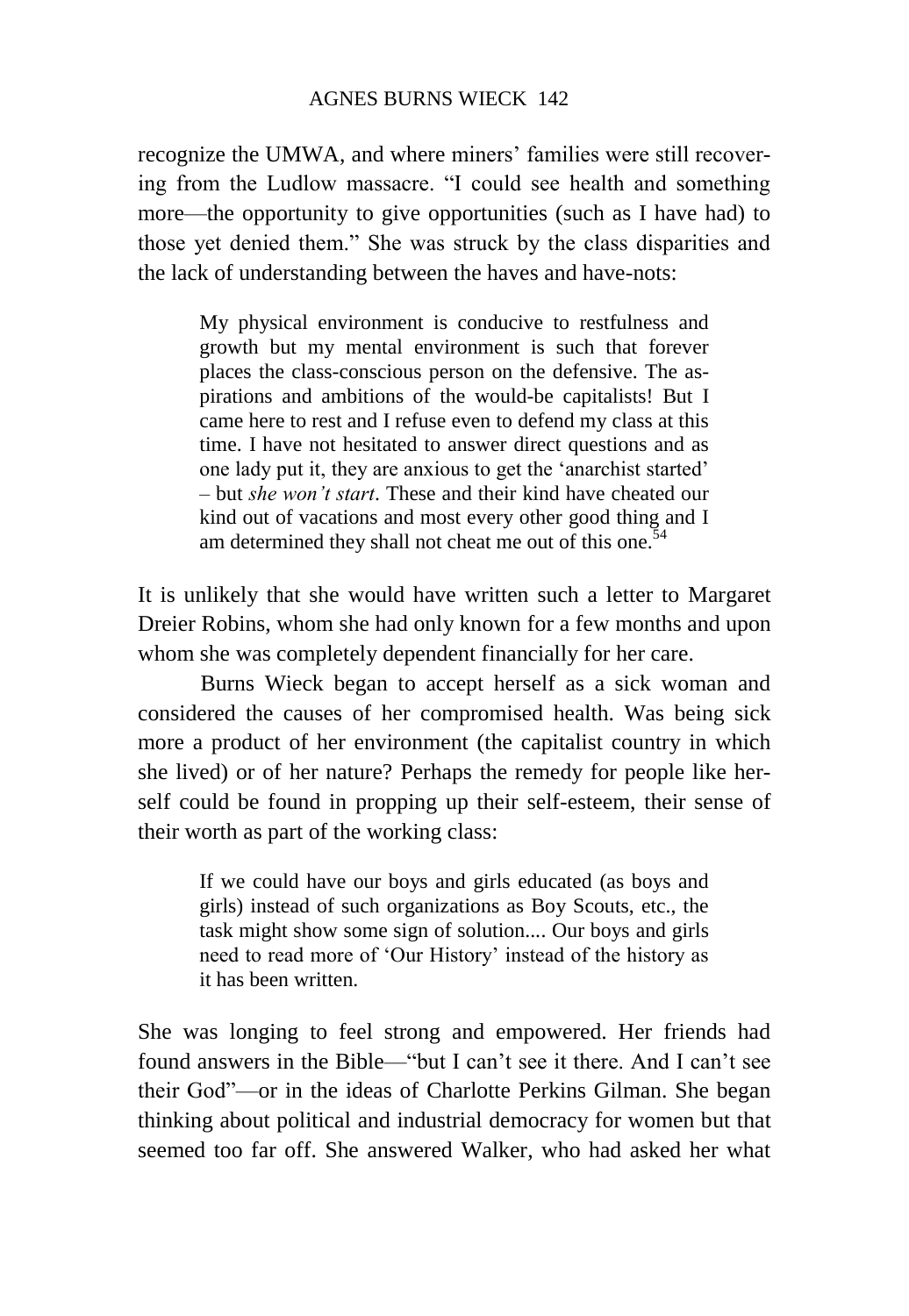recognize the UMWA, and where miners' families were still recovering from the Ludlow massacre. "I could see health and something more—the opportunity to give opportunities (such as I have had) to those yet denied them." She was struck by the class disparities and the lack of understanding between the haves and have-nots:

> My physical environment is conducive to restfulness and growth but my mental environment is such that forever places the class-conscious person on the defensive. The aspirations and ambitions of the would-be capitalists! But I came here to rest and I refuse even to defend my class at this time. I have not hesitated to answer direct questions and as one lady put it, they are anxious to get the 'anarchist started' – but *she won't start*. These and their kind have cheated our kind out of vacations and most every other good thing and I am determined they shall not cheat me out of this one.[54]

It is unlikely that she would have written such a letter to Margaret Dreier Robins, whom she had only known for a few months and upon whom she was completely dependent financially for her care.

Burns Wieck began to accept herself as a sick woman and considered the causes of her compromised health. Was being sick more a product of her environment (the capitalist country in which she lived) or of her nature? Perhaps the remedy for people like herself could be found in propping up their self-esteem, their sense of their worth as part of the working class:

> If we could have our boys and girls educated (as boys and girls) instead of such organizations as Boy Scouts, etc., the task might show some sign of solution.... Our boys and girls need to read more of 'Our History' instead of the history as it has been written.

She was longing to feel strong and empowered. Her friends had found answers in the Bible—"but I can't see it there. And I can't see their God"—or in the ideas of Charlotte Perkins Gilman. She began thinking about political and industrial democracy for women but that seemed too far off. She answered Walker, who had asked her what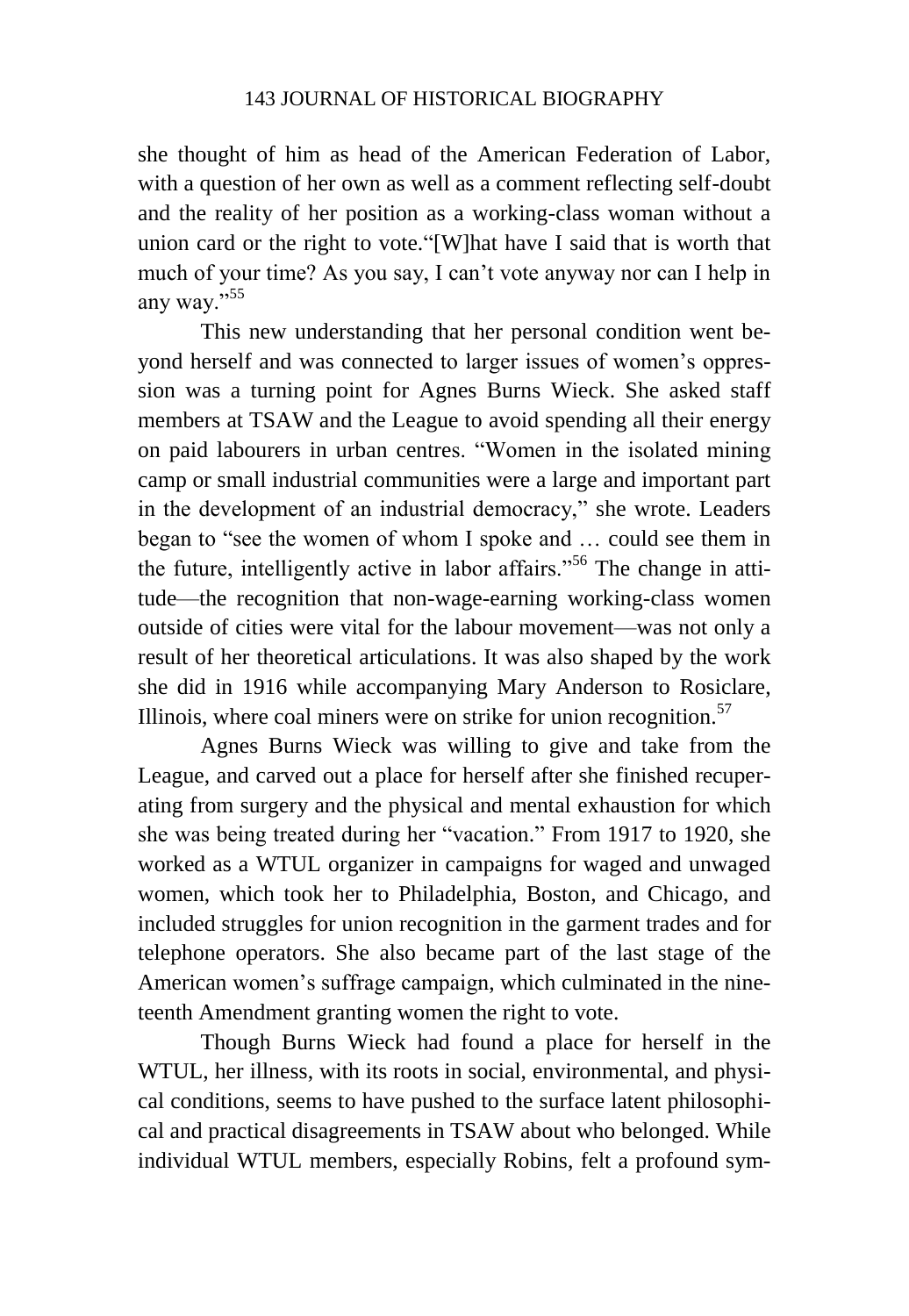she thought of him as head of the American Federation of Labor, with a question of her own as well as a comment reflecting self-doubt and the reality of her position as a working-class woman without a union card or the right to vote."[W]hat have I said that is worth that much of your time? As you say, I can't vote anyway nor can I help in any way."[55]

This new understanding that her personal condition went beyond herself and was connected to larger issues of women's oppression was a turning point for Agnes Burns Wieck. She asked staff members at TSAW and the League to avoid spending all their energy on paid labourers in urban centres. "Women in the isolated mining camp or small industrial communities were a large and important part in the development of an industrial democracy," she wrote. Leaders began to "see the women of whom I spoke and … could see them in the future, intelligently active in labor affairs."[56] The change in attitude—the recognition that non-wage-earning working-class women outside of cities were vital for the labour movement—was not only a result of her theoretical articulations. It was also shaped by the work she did in 1916 while accompanying Mary Anderson to Rosiclare, Illinois, where coal miners were on strike for union recognition.[57]

Agnes Burns Wieck was willing to give and take from the League, and carved out a place for herself after she finished recuperating from surgery and the physical and mental exhaustion for which she was being treated during her "vacation." From 1917 to 1920, she worked as a WTUL organizer in campaigns for waged and unwaged women, which took her to Philadelphia, Boston, and Chicago, and included struggles for union recognition in the garment trades and for telephone operators. She also became part of the last stage of the American women's suffrage campaign, which culminated in the nineteenth Amendment granting women the right to vote.

Though Burns Wieck had found a place for herself in the WTUL, her illness, with its roots in social, environmental, and physical conditions, seems to have pushed to the surface latent philosophical and practical disagreements in TSAW about who belonged. While individual WTUL members, especially Robins, felt a profound sym-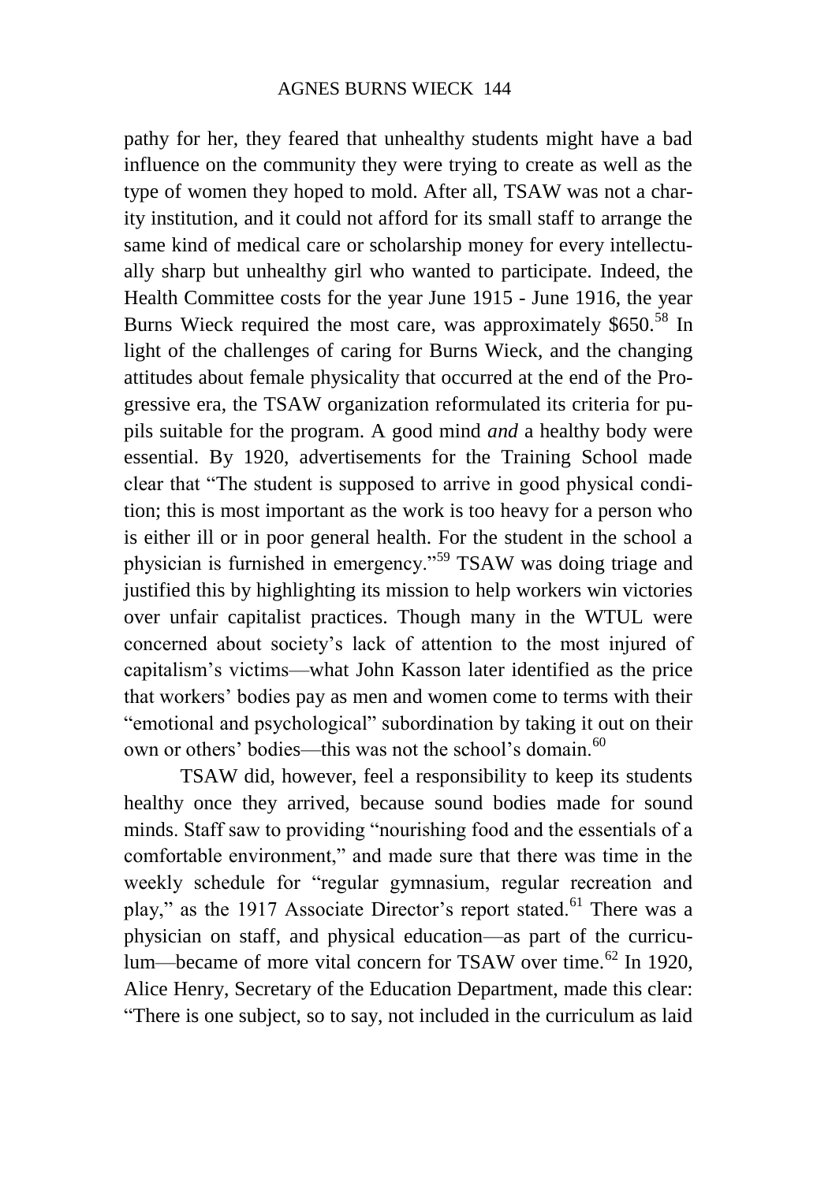pathy for her, they feared that unhealthy students might have a bad influence on the community they were trying to create as well as the type of women they hoped to mold. After all, TSAW was not a charity institution, and it could not afford for its small staff to arrange the same kind of medical care or scholarship money for every intellectually sharp but unhealthy girl who wanted to participate. Indeed, the Health Committee costs for the year June 1915 - June 1916, the year Burns Wieck required the most care, was approximately $650.[58] In light of the challenges of caring for Burns Wieck, and the changing attitudes about female physicality that occurred at the end of the Progressive era, the TSAW organization reformulated its criteria for pupils suitable for the program. A good mind *and* a healthy body were essential. By 1920, advertisements for the Training School made clear that "The student is supposed to arrive in good physical condition; this is most important as the work is too heavy for a person who is either ill or in poor general health. For the student in the school a physician is furnished in emergency."[59] TSAW was doing triage and justified this by highlighting its mission to help workers win victories over unfair capitalist practices. Though many in the WTUL were concerned about society's lack of attention to the most injured of capitalism's victims—what John Kasson later identified as the price that workers' bodies pay as men and women come to terms with their "emotional and psychological" subordination by taking it out on their own or others' bodies—this was not the school's domain.[60]

TSAW did, however, feel a responsibility to keep its students healthy once they arrived, because sound bodies made for sound minds. Staff saw to providing "nourishing food and the essentials of a comfortable environment," and made sure that there was time in the weekly schedule for "regular gymnasium, regular recreation and play," as the 1917 Associate Director's report stated.[61] There was a physician on staff, and physical education—as part of the curriculum—became of more vital concern for TSAW over time.[62] In 1920, Alice Henry, Secretary of the Education Department, made this clear: "There is one subject, so to say, not included in the curriculum as laid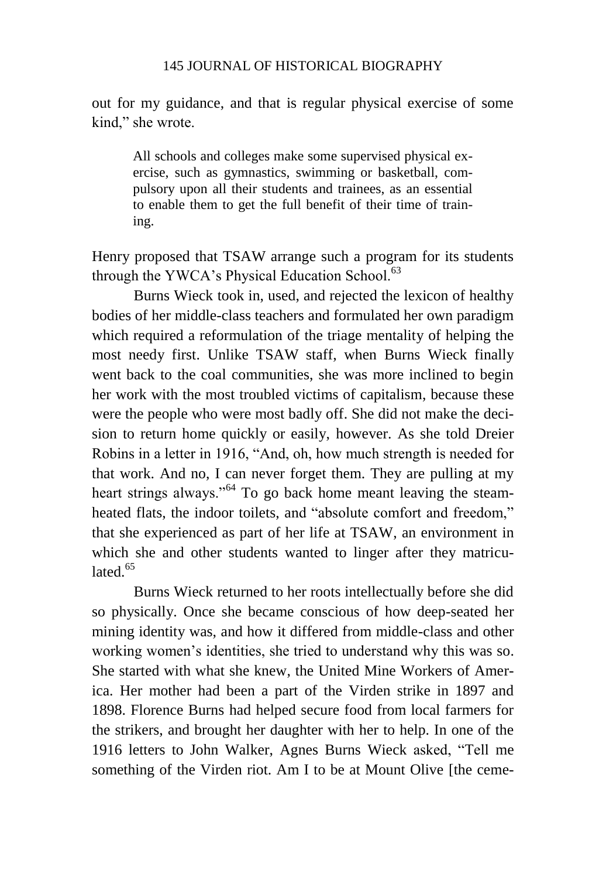out for my guidance, and that is regular physical exercise of some kind," she wrote.

> All schools and colleges make some supervised physical exercise, such as gymnastics, swimming or basketball, compulsory upon all their students and trainees, as an essential to enable them to get the full benefit of their time of training.

Henry proposed that TSAW arrange such a program for its students through the YWCA's Physical Education School.[63]

Burns Wieck took in, used, and rejected the lexicon of healthy bodies of her middle-class teachers and formulated her own paradigm which required a reformulation of the triage mentality of helping the most needy first. Unlike TSAW staff, when Burns Wieck finally went back to the coal communities, she was more inclined to begin her work with the most troubled victims of capitalism, because these were the people who were most badly off. She did not make the decision to return home quickly or easily, however. As she told Dreier Robins in a letter in 1916, "And, oh, how much strength is needed for that work. And no, I can never forget them. They are pulling at my heart strings always."[64] To go back home meant leaving the steam-heated flats, the indoor toilets, and "absolute comfort and freedom," that she experienced as part of her life at TSAW, an environment in which she and other students wanted to linger after they matriculated.[65]

Burns Wieck returned to her roots intellectually before she did so physically. Once she became conscious of how deep-seated her mining identity was, and how it differed from middle-class and other working women's identities, she tried to understand why this was so. She started with what she knew, the United Mine Workers of America. Her mother had been a part of the Virden strike in 1897 and 1898. Florence Burns had helped secure food from local farmers for the strikers, and brought her daughter with her to help. In one of the 1916 letters to John Walker, Agnes Burns Wieck asked, "Tell me something of the Virden riot. Am I to be at Mount Olive [the ceme-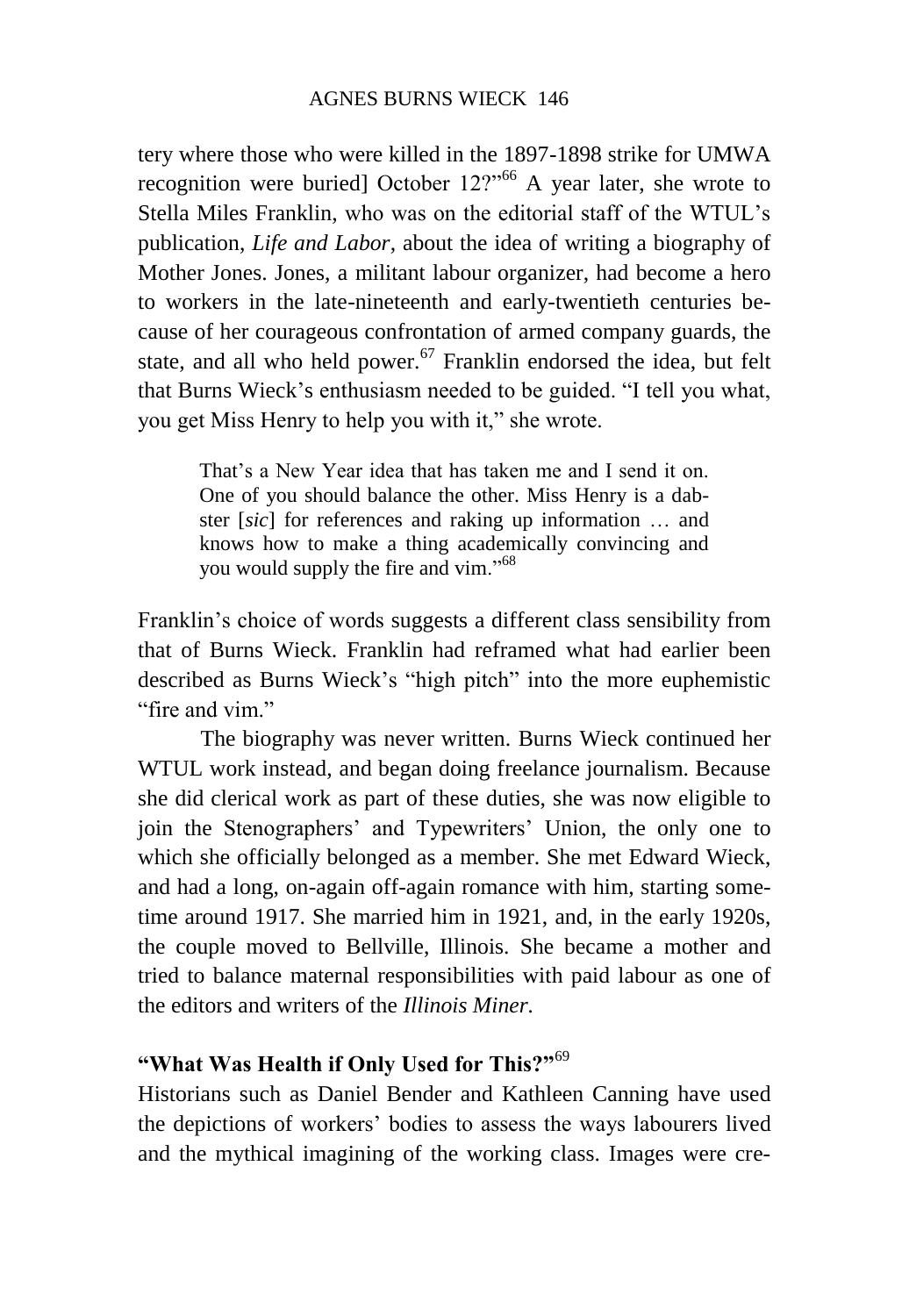tery where those who were killed in the 1897-1898 strike for UMWA recognition were buried] October 12?"[66] A year later, she wrote to Stella Miles Franklin, who was on the editorial staff of the WTUL's publication, *Life and Labor*, about the idea of writing a biography of Mother Jones. Jones, a militant labour organizer, had become a hero to workers in the late-nineteenth and early-twentieth centuries because of her courageous confrontation of armed company guards, the state, and all who held power.[67] Franklin endorsed the idea, but felt that Burns Wieck's enthusiasm needed to be guided. "I tell you what, you get Miss Henry to help you with it," she wrote.

> That's a New Year idea that has taken me and I send it on. One of you should balance the other. Miss Henry is a dabster [*sic*] for references and raking up information … and knows how to make a thing academically convincing and you would supply the fire and vim."[68]

Franklin's choice of words suggests a different class sensibility from that of Burns Wieck. Franklin had reframed what had earlier been described as Burns Wieck's "high pitch" into the more euphemistic "fire and vim."

The biography was never written. Burns Wieck continued her WTUL work instead, and began doing freelance journalism. Because she did clerical work as part of these duties, she was now eligible to join the Stenographers' and Typewriters' Union, the only one to which she officially belonged as a member. She met Edward Wieck, and had a long, on-again off-again romance with him, starting sometime around 1917. She married him in 1921, and, in the early 1920s, the couple moved to Bellville, Illinois. She became a mother and tried to balance maternal responsibilities with paid labour as one of the editors and writers of the *Illinois Miner*.

## "What Was Health if Only Used for This?"[69]

Historians such as Daniel Bender and Kathleen Canning have used the depictions of workers' bodies to assess the ways labourers lived and the mythical imagining of the working class. Images were cre-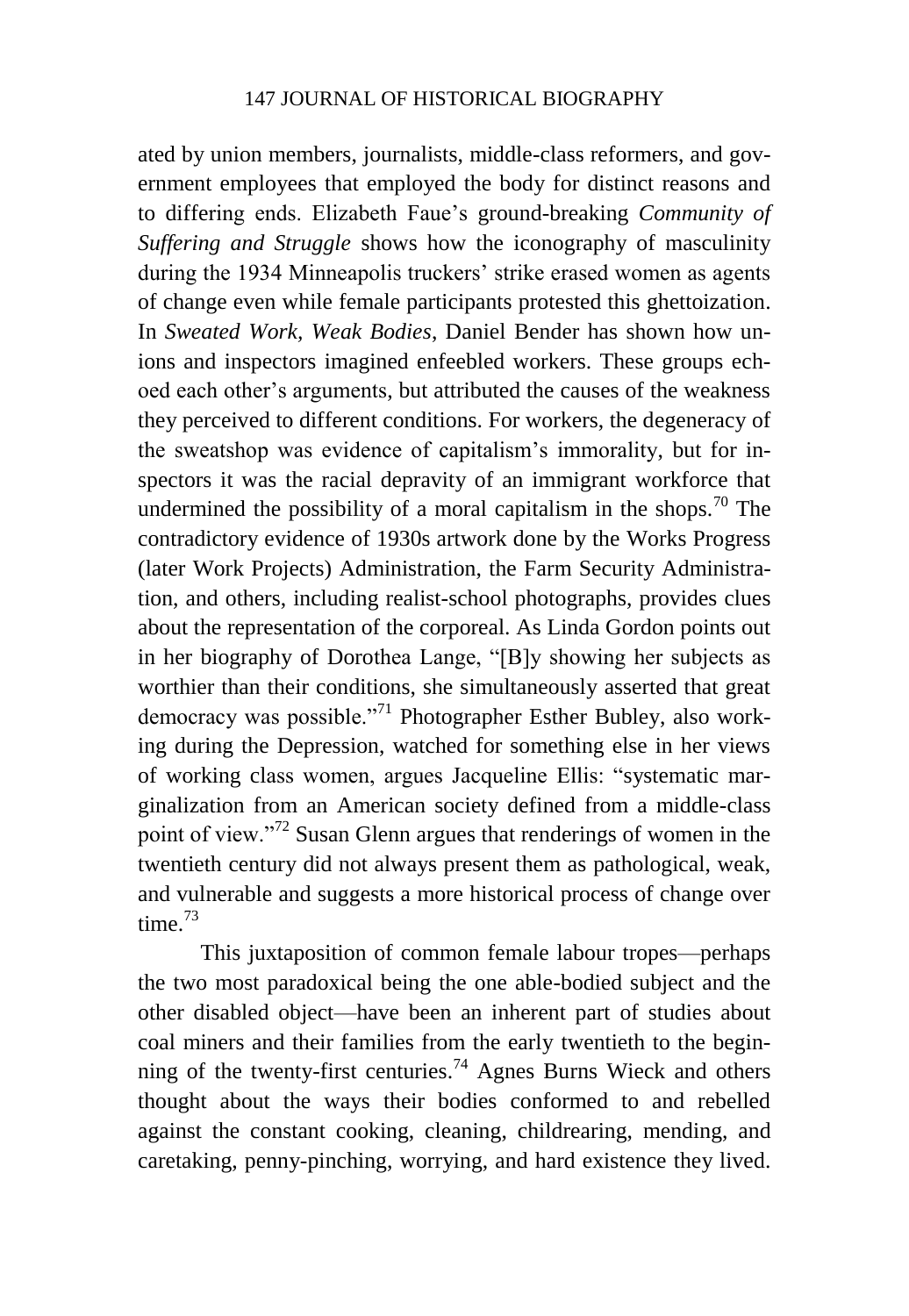ated by union members, journalists, middle-class reformers, and government employees that employed the body for distinct reasons and to differing ends. Elizabeth Faue's ground-breaking *Community of Suffering and Struggle* shows how the iconography of masculinity during the 1934 Minneapolis truckers' strike erased women as agents of change even while female participants protested this ghettoization. In *Sweated Work, Weak Bodies*, Daniel Bender has shown how unions and inspectors imagined enfeebled workers. These groups echoed each other's arguments, but attributed the causes of the weakness they perceived to different conditions. For workers, the degeneracy of the sweatshop was evidence of capitalism's immorality, but for inspectors it was the racial depravity of an immigrant workforce that undermined the possibility of a moral capitalism in the shops.[70] The contradictory evidence of 1930s artwork done by the Works Progress (later Work Projects) Administration, the Farm Security Administration, and others, including realist-school photographs, provides clues about the representation of the corporeal. As Linda Gordon points out in her biography of Dorothea Lange, "[B]y showing her subjects as worthier than their conditions, she simultaneously asserted that great democracy was possible."[71] Photographer Esther Bubley, also working during the Depression, watched for something else in her views of working class women, argues Jacqueline Ellis: "systematic marginalization from an American society defined from a middle-class point of view."[72] Susan Glenn argues that renderings of women in the twentieth century did not always present them as pathological, weak, and vulnerable and suggests a more historical process of change over time.[73]

This juxtaposition of common female labour tropes—perhaps the two most paradoxical being the one able-bodied subject and the other disabled object—have been an inherent part of studies about coal miners and their families from the early twentieth to the beginning of the twenty-first centuries.[74] Agnes Burns Wieck and others thought about the ways their bodies conformed to and rebelled against the constant cooking, cleaning, childrearing, mending, and caretaking, penny-pinching, worrying, and hard existence they lived.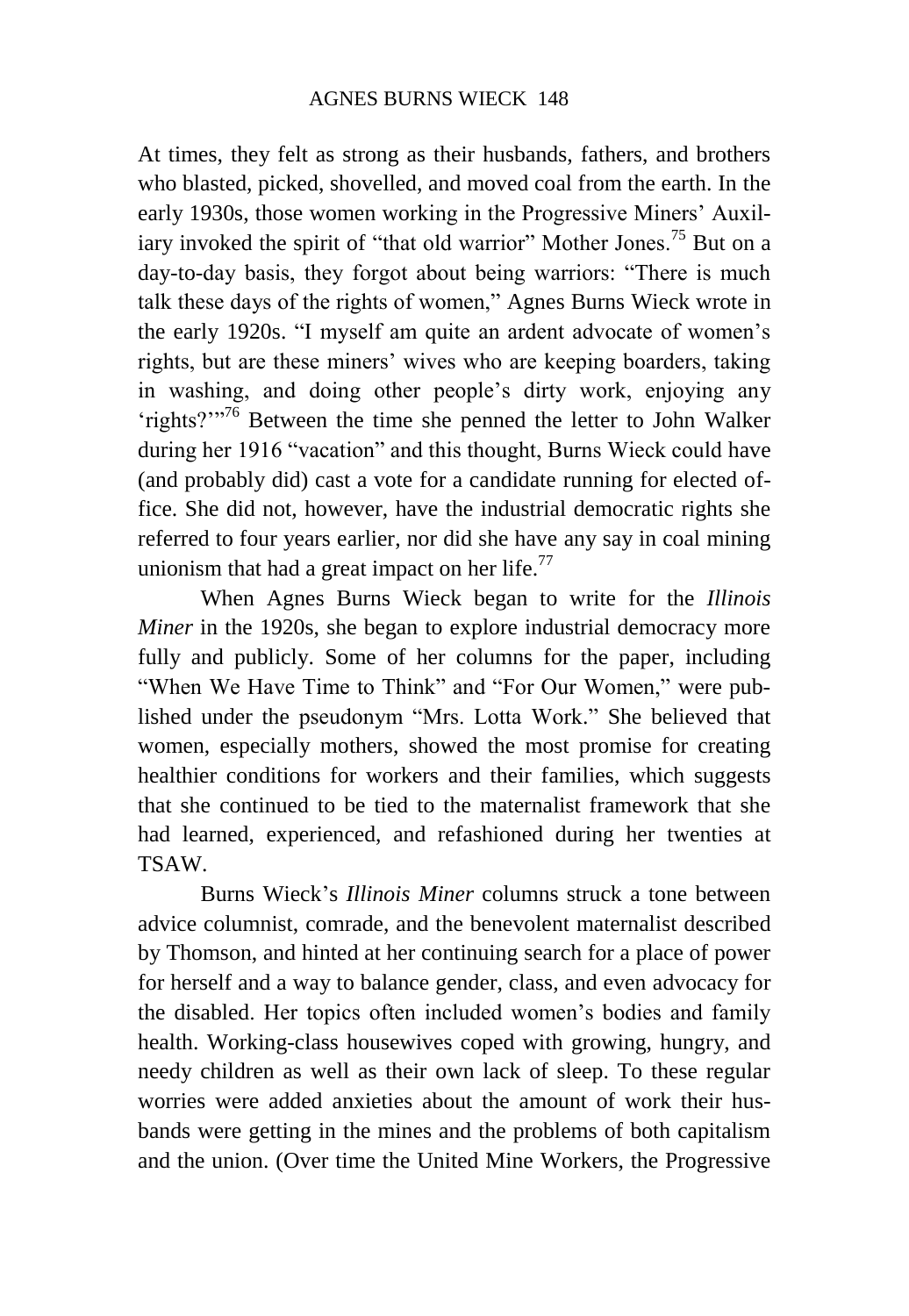At times, they felt as strong as their husbands, fathers, and brothers who blasted, picked, shovelled, and moved coal from the earth. In the early 1930s, those women working in the Progressive Miners' Auxiliary invoked the spirit of "that old warrior" Mother Jones.[75] But on a day-to-day basis, they forgot about being warriors: "There is much talk these days of the rights of women," Agnes Burns Wieck wrote in the early 1920s. "I myself am quite an ardent advocate of women's rights, but are these miners' wives who are keeping boarders, taking in washing, and doing other people's dirty work, enjoying any 'rights?'"[76] Between the time she penned the letter to John Walker during her 1916 "vacation" and this thought, Burns Wieck could have (and probably did) cast a vote for a candidate running for elected office. She did not, however, have the industrial democratic rights she referred to four years earlier, nor did she have any say in coal mining unionism that had a great impact on her life.[77]

When Agnes Burns Wieck began to write for the *Illinois Miner* in the 1920s, she began to explore industrial democracy more fully and publicly. Some of her columns for the paper, including "When We Have Time to Think" and "For Our Women," were published under the pseudonym "Mrs. Lotta Work." She believed that women, especially mothers, showed the most promise for creating healthier conditions for workers and their families, which suggests that she continued to be tied to the maternalist framework that she had learned, experienced, and refashioned during her twenties at TSAW.

Burns Wieck's *Illinois Miner* columns struck a tone between advice columnist, comrade, and the benevolent maternalist described by Thomson, and hinted at her continuing search for a place of power for herself and a way to balance gender, class, and even advocacy for the disabled. Her topics often included women's bodies and family health. Working-class housewives coped with growing, hungry, and needy children as well as their own lack of sleep. To these regular worries were added anxieties about the amount of work their husbands were getting in the mines and the problems of both capitalism and the union. (Over time the United Mine Workers, the Progressive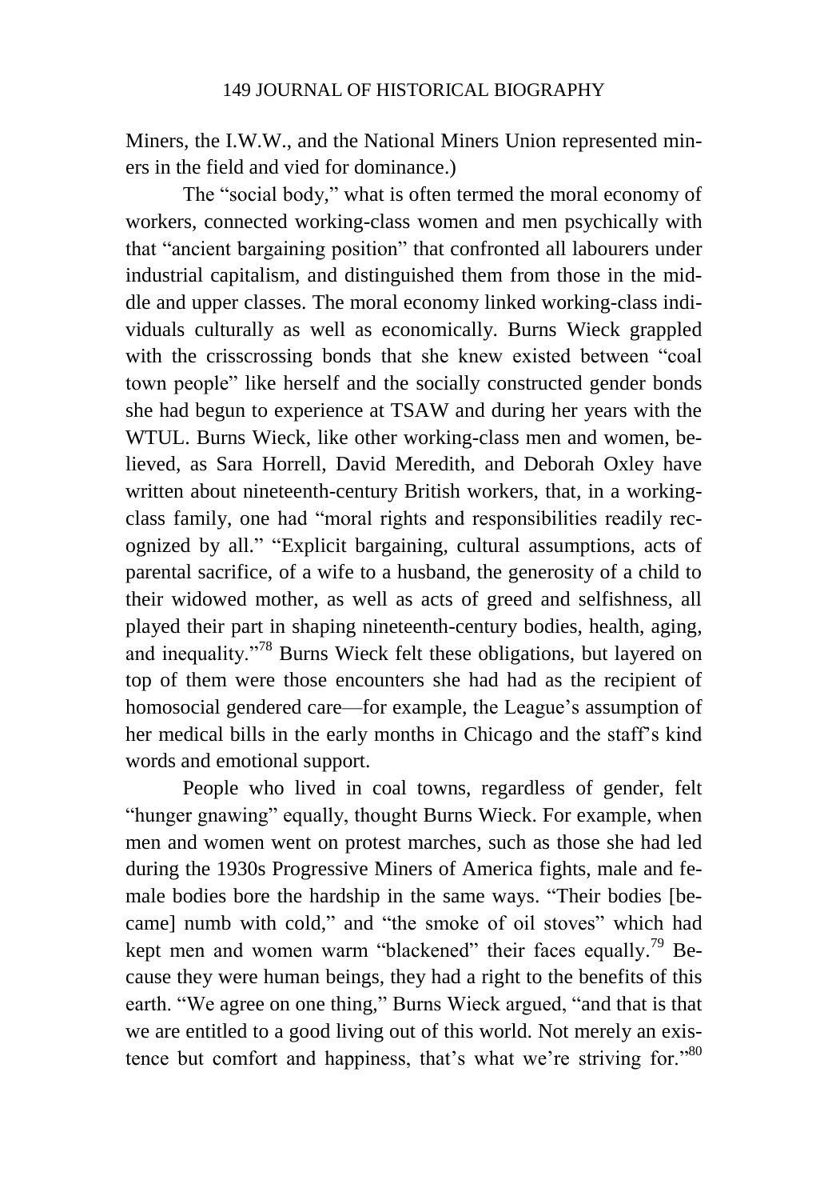Miners, the I.W.W., and the National Miners Union represented miners in the field and vied for dominance.)

The "social body," what is often termed the moral economy of workers, connected working-class women and men psychically with that "ancient bargaining position" that confronted all labourers under industrial capitalism, and distinguished them from those in the middle and upper classes. The moral economy linked working-class individuals culturally as well as economically. Burns Wieck grappled with the crisscrossing bonds that she knew existed between "coal town people" like herself and the socially constructed gender bonds she had begun to experience at TSAW and during her years with the WTUL. Burns Wieck, like other working-class men and women, believed, as Sara Horrell, David Meredith, and Deborah Oxley have written about nineteenth-century British workers, that, in a working-class family, one had "moral rights and responsibilities readily recognized by all." "Explicit bargaining, cultural assumptions, acts of parental sacrifice, of a wife to a husband, the generosity of a child to their widowed mother, as well as acts of greed and selfishness, all played their part in shaping nineteenth-century bodies, health, aging, and inequality."[78] Burns Wieck felt these obligations, but layered on top of them were those encounters she had had as the recipient of homosocial gendered care—for example, the League's assumption of her medical bills in the early months in Chicago and the staff's kind words and emotional support.

People who lived in coal towns, regardless of gender, felt "hunger gnawing" equally, thought Burns Wieck. For example, when men and women went on protest marches, such as those she had led during the 1930s Progressive Miners of America fights, male and female bodies bore the hardship in the same ways. "Their bodies [became] numb with cold," and "the smoke of oil stoves" which had kept men and women warm "blackened" their faces equally.[79] Because they were human beings, they had a right to the benefits of this earth. "We agree on one thing," Burns Wieck argued, "and that is that we are entitled to a good living out of this world. Not merely an existence but comfort and happiness, that's what we're striving for."[80]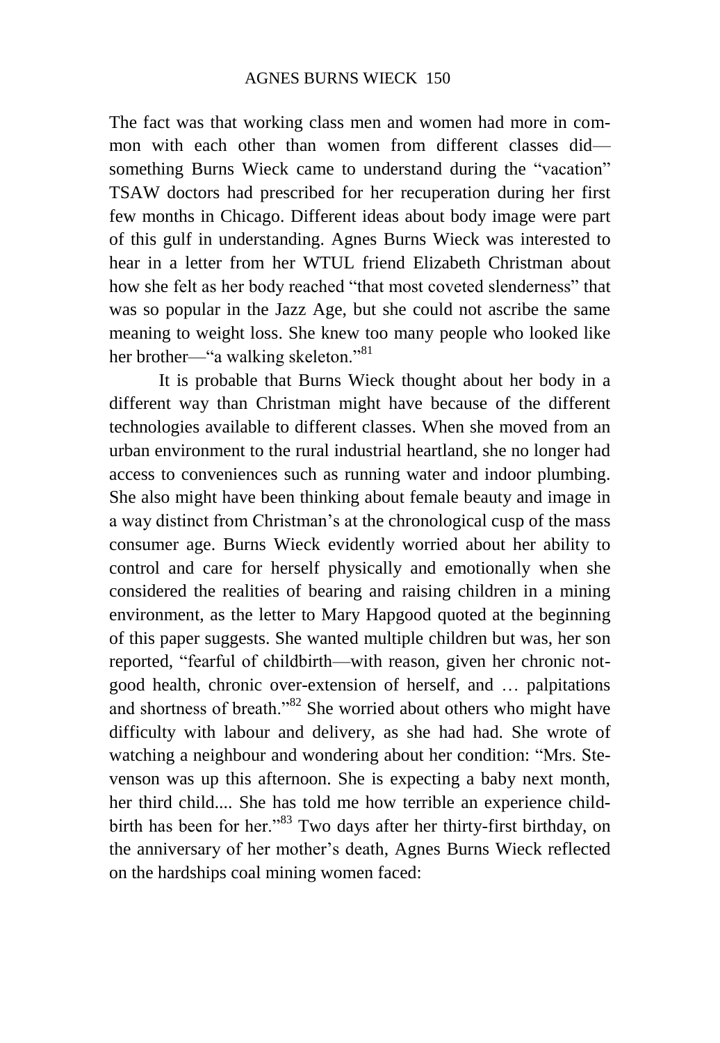The fact was that working class men and women had more in common with each other than women from different classes did—something Burns Wieck came to understand during the "vacation" TSAW doctors had prescribed for her recuperation during her first few months in Chicago. Different ideas about body image were part of this gulf in understanding. Agnes Burns Wieck was interested to hear in a letter from her WTUL friend Elizabeth Christman about how she felt as her body reached "that most coveted slenderness" that was so popular in the Jazz Age, but she could not ascribe the same meaning to weight loss. She knew too many people who looked like her brother—"a walking skeleton."[81]

It is probable that Burns Wieck thought about her body in a different way than Christman might have because of the different technologies available to different classes. When she moved from an urban environment to the rural industrial heartland, she no longer had access to conveniences such as running water and indoor plumbing. She also might have been thinking about female beauty and image in a way distinct from Christman's at the chronological cusp of the mass consumer age. Burns Wieck evidently worried about her ability to control and care for herself physically and emotionally when she considered the realities of bearing and raising children in a mining environment, as the letter to Mary Hapgood quoted at the beginning of this paper suggests. She wanted multiple children but was, her son reported, "fearful of childbirth—with reason, given her chronic not-good health, chronic over-extension of herself, and … palpitations and shortness of breath."[82] She worried about others who might have difficulty with labour and delivery, as she had had. She wrote of watching a neighbour and wondering about her condition: "Mrs. Stevenson was up this afternoon. She is expecting a baby next month, her third child.... She has told me how terrible an experience childbirth has been for her."[83] Two days after her thirty-first birthday, on the anniversary of her mother's death, Agnes Burns Wieck reflected on the hardships coal mining women faced: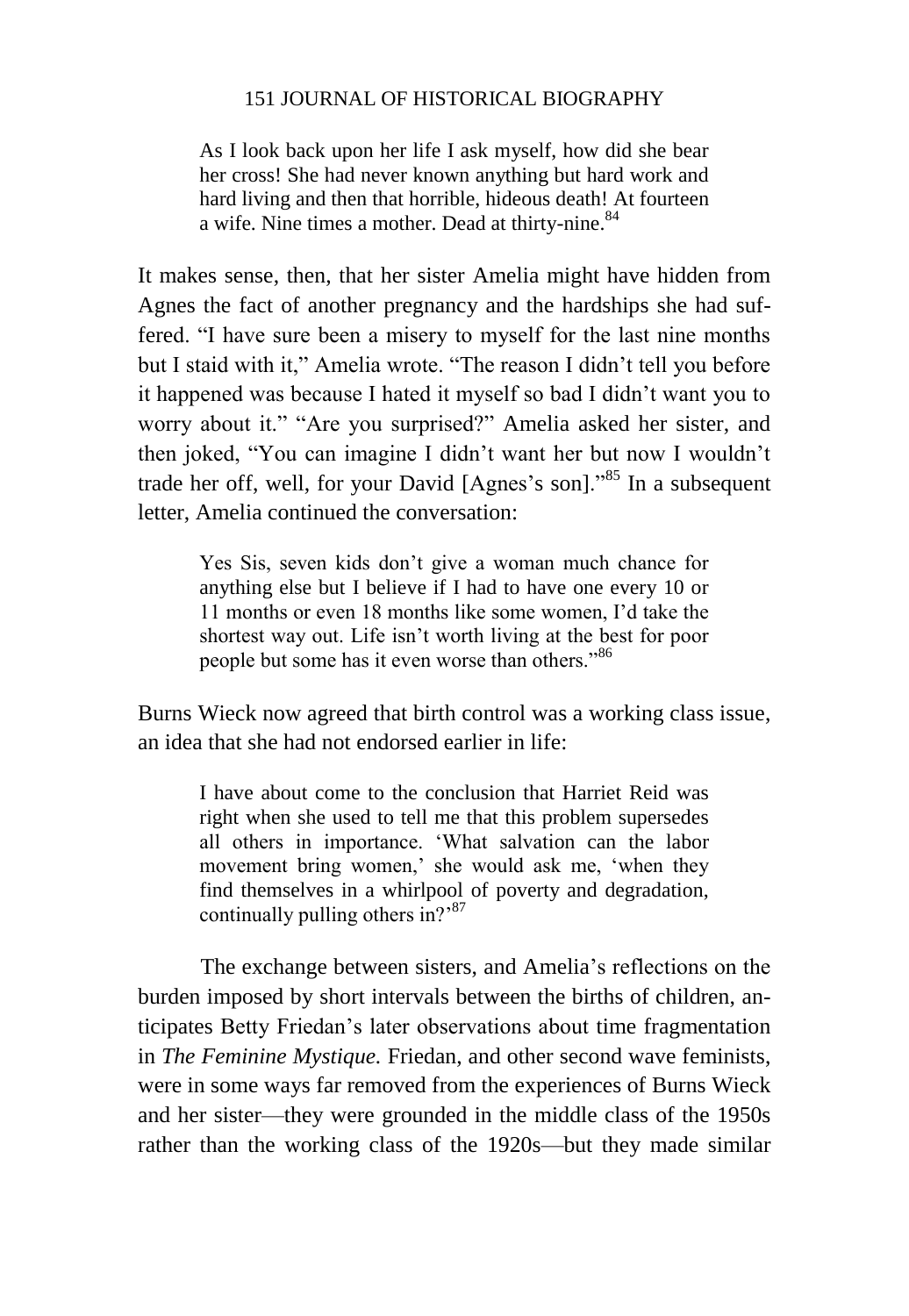> As I look back upon her life I ask myself, how did she bear her cross! She had never known anything but hard work and hard living and then that horrible, hideous death! At fourteen a wife. Nine times a mother. Dead at thirty-nine.[84]

It makes sense, then, that her sister Amelia might have hidden from Agnes the fact of another pregnancy and the hardships she had suffered. "I have sure been a misery to myself for the last nine months but I staid with it," Amelia wrote. "The reason I didn't tell you before it happened was because I hated it myself so bad I didn't want you to worry about it." "Are you surprised?" Amelia asked her sister, and then joked, "You can imagine I didn't want her but now I wouldn't trade her off, well, for your David [Agnes's son]."[85] In a subsequent letter, Amelia continued the conversation:

> Yes Sis, seven kids don't give a woman much chance for anything else but I believe if I had to have one every 10 or 11 months or even 18 months like some women, I'd take the shortest way out. Life isn't worth living at the best for poor people but some has it even worse than others."[86]

Burns Wieck now agreed that birth control was a working class issue, an idea that she had not endorsed earlier in life:

> I have about come to the conclusion that Harriet Reid was right when she used to tell me that this problem supersedes all others in importance. 'What salvation can the labor movement bring women,' she would ask me, 'when they find themselves in a whirlpool of poverty and degradation, continually pulling others in?'[87]

The exchange between sisters, and Amelia's reflections on the burden imposed by short intervals between the births of children, anticipates Betty Friedan's later observations about time fragmentation in *The Feminine Mystique.* Friedan, and other second wave feminists, were in some ways far removed from the experiences of Burns Wieck and her sister—they were grounded in the middle class of the 1950s rather than the working class of the 1920s—but they made similar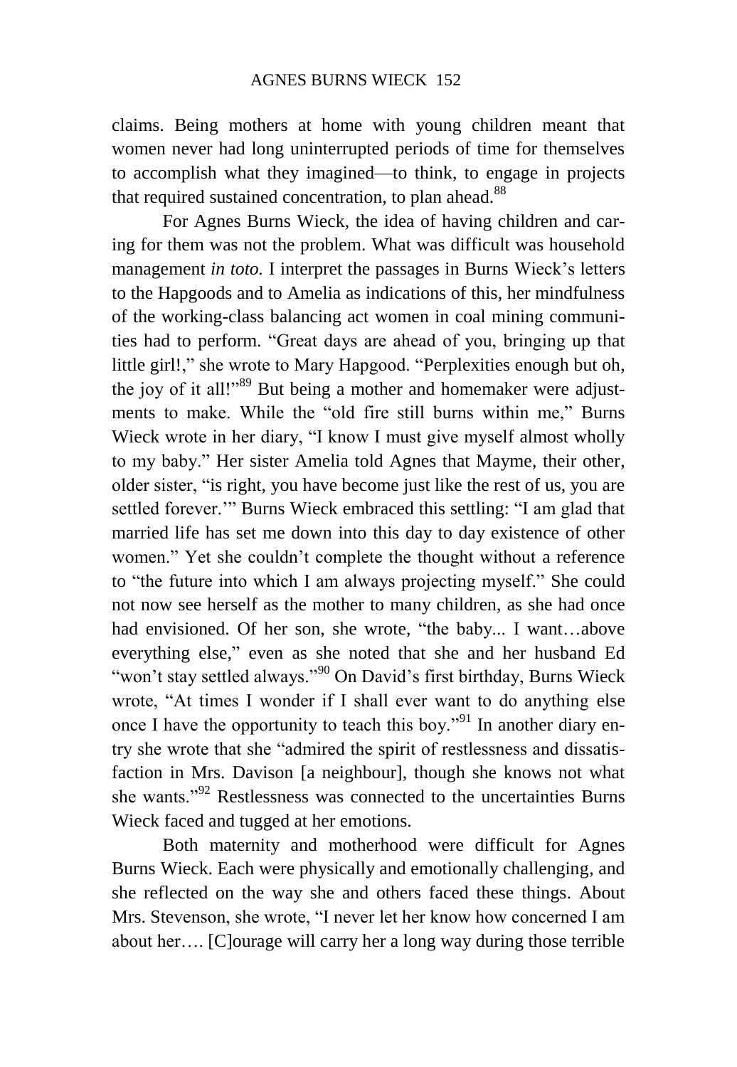claims. Being mothers at home with young children meant that women never had long uninterrupted periods of time for themselves to accomplish what they imagined—to think, to engage in projects that required sustained concentration, to plan ahead.[88]

For Agnes Burns Wieck, the idea of having children and caring for them was not the problem. What was difficult was household management *in toto.* I interpret the passages in Burns Wieck's letters to the Hapgoods and to Amelia as indications of this, her mindfulness of the working-class balancing act women in coal mining communities had to perform. "Great days are ahead of you, bringing up that little girl!," she wrote to Mary Hapgood. "Perplexities enough but oh, the joy of it all!"[89] But being a mother and homemaker were adjustments to make. While the "old fire still burns within me," Burns Wieck wrote in her diary, "I know I must give myself almost wholly to my baby." Her sister Amelia told Agnes that Mayme, their other, older sister, "is right, you have become just like the rest of us, you are settled forever.'" Burns Wieck embraced this settling: "I am glad that married life has set me down into this day to day existence of other women." Yet she couldn't complete the thought without a reference to "the future into which I am always projecting myself." She could not now see herself as the mother to many children, as she had once had envisioned. Of her son, she wrote, "the baby... I want…above everything else," even as she noted that she and her husband Ed "won't stay settled always."[90] On David's first birthday, Burns Wieck wrote, "At times I wonder if I shall ever want to do anything else once I have the opportunity to teach this boy."[91] In another diary entry she wrote that she "admired the spirit of restlessness and dissatisfaction in Mrs. Davison [a neighbour], though she knows not what she wants."[92] Restlessness was connected to the uncertainties Burns Wieck faced and tugged at her emotions.

Both maternity and motherhood were difficult for Agnes Burns Wieck. Each were physically and emotionally challenging, and she reflected on the way she and others faced these things. About Mrs. Stevenson, she wrote, "I never let her know how concerned I am about her…. [C]ourage will carry her a long way during those terrible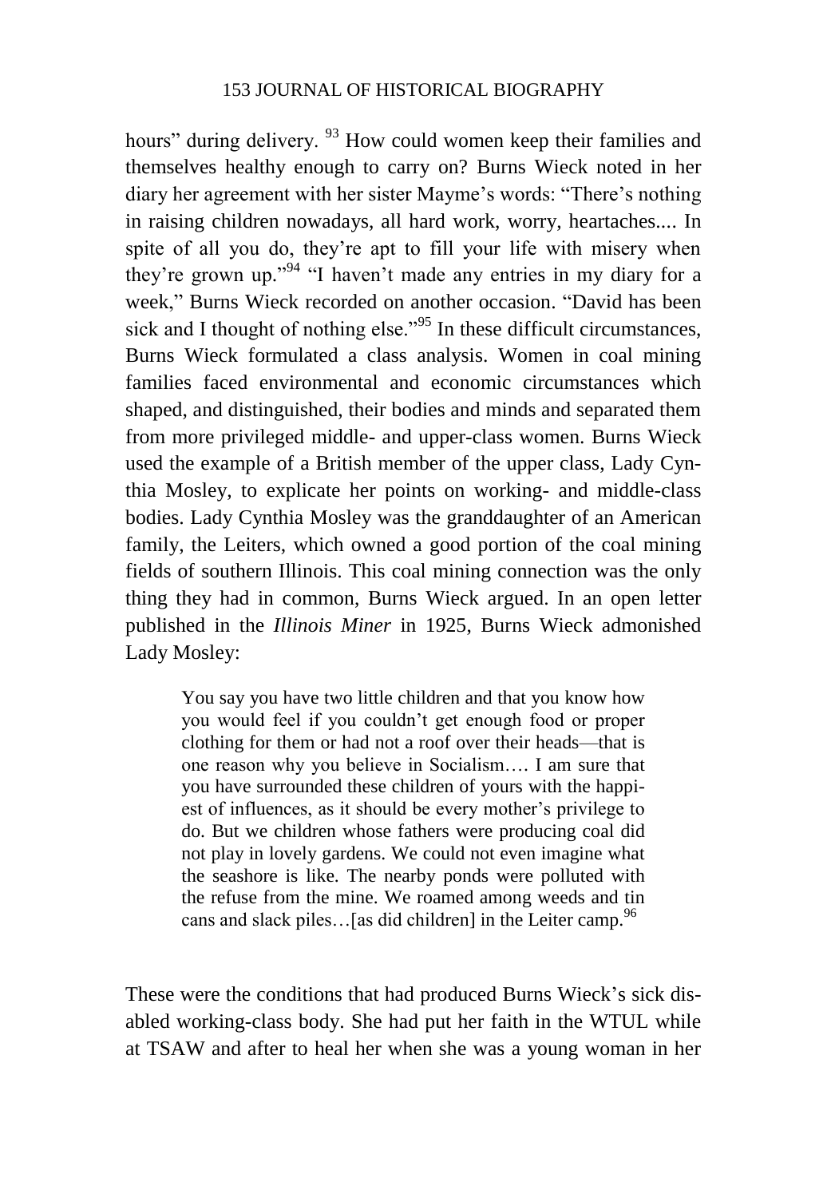hours" during delivery. [93] How could women keep their families and themselves healthy enough to carry on? Burns Wieck noted in her diary her agreement with her sister Mayme's words: "There's nothing in raising children nowadays, all hard work, worry, heartaches.... In spite of all you do, they're apt to fill your life with misery when they're grown up."[94] "I haven't made any entries in my diary for a week," Burns Wieck recorded on another occasion. "David has been sick and I thought of nothing else."[95] In these difficult circumstances, Burns Wieck formulated a class analysis. Women in coal mining families faced environmental and economic circumstances which shaped, and distinguished, their bodies and minds and separated them from more privileged middle- and upper-class women. Burns Wieck used the example of a British member of the upper class, Lady Cynthia Mosley, to explicate her points on working- and middle-class bodies. Lady Cynthia Mosley was the granddaughter of an American family, the Leiters, which owned a good portion of the coal mining fields of southern Illinois. This coal mining connection was the only thing they had in common, Burns Wieck argued. In an open letter published in the *Illinois Miner* in 1925, Burns Wieck admonished Lady Mosley:

> You say you have two little children and that you know how you would feel if you couldn't get enough food or proper clothing for them or had not a roof over their heads—that is one reason why you believe in Socialism…. I am sure that you have surrounded these children of yours with the happiest of influences, as it should be every mother's privilege to do. But we children whose fathers were producing coal did not play in lovely gardens. We could not even imagine what the seashore is like. The nearby ponds were polluted with the refuse from the mine. We roamed among weeds and tin cans and slack piles…[as did children] in the Leiter camp.[96]

These were the conditions that had produced Burns Wieck's sick disabled working-class body. She had put her faith in the WTUL while at TSAW and after to heal her when she was a young woman in her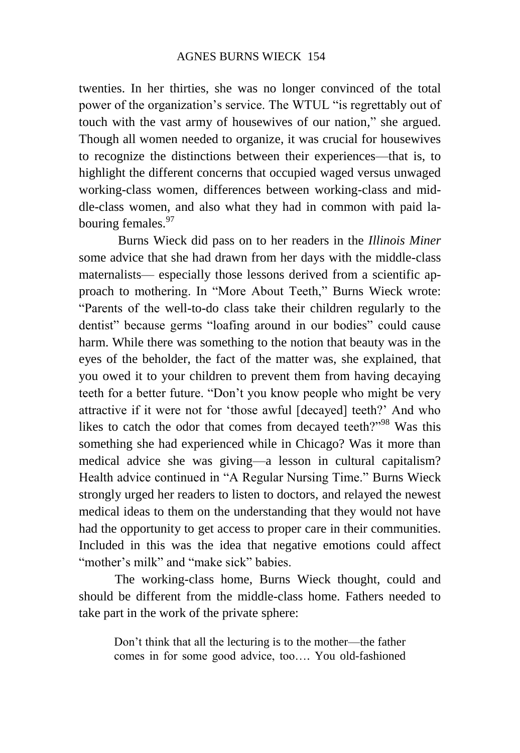twenties. In her thirties, she was no longer convinced of the total power of the organization's service. The WTUL "is regrettably out of touch with the vast army of housewives of our nation," she argued. Though all women needed to organize, it was crucial for housewives to recognize the distinctions between their experiences—that is, to highlight the different concerns that occupied waged versus unwaged working-class women, differences between working-class and middle-class women, and also what they had in common with paid labouring females.[97]

Burns Wieck did pass on to her readers in the *Illinois Miner* some advice that she had drawn from her days with the middle-class maternalists— especially those lessons derived from a scientific approach to mothering. In "More About Teeth," Burns Wieck wrote: "Parents of the well-to-do class take their children regularly to the dentist" because germs "loafing around in our bodies" could cause harm. While there was something to the notion that beauty was in the eyes of the beholder, the fact of the matter was, she explained, that you owed it to your children to prevent them from having decaying teeth for a better future. "Don't you know people who might be very attractive if it were not for 'those awful [decayed] teeth?' And who likes to catch the odor that comes from decayed teeth?"[98] Was this something she had experienced while in Chicago? Was it more than medical advice she was giving—a lesson in cultural capitalism? Health advice continued in "A Regular Nursing Time." Burns Wieck strongly urged her readers to listen to doctors, and relayed the newest medical ideas to them on the understanding that they would not have had the opportunity to get access to proper care in their communities. Included in this was the idea that negative emotions could affect "mother's milk" and "make sick" babies.

The working-class home, Burns Wieck thought, could and should be different from the middle-class home. Fathers needed to take part in the work of the private sphere:

> Don't think that all the lecturing is to the mother—the father comes in for some good advice, too…. You old-fashioned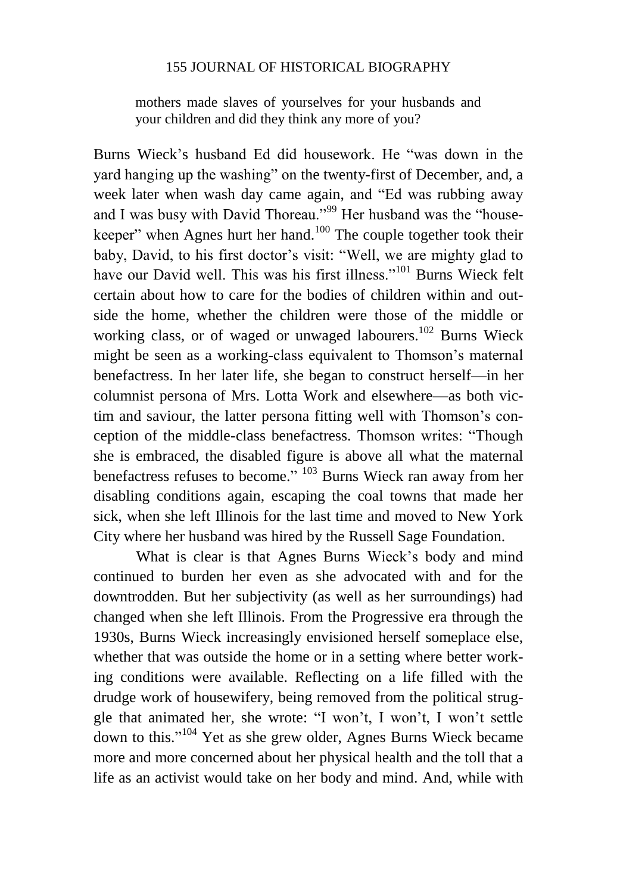> mothers made slaves of yourselves for your husbands and your children and did they think any more of you?

Burns Wieck's husband Ed did housework. He "was down in the yard hanging up the washing" on the twenty-first of December, and, a week later when wash day came again, and "Ed was rubbing away and I was busy with David Thoreau."[99] Her husband was the "house-keeper" when Agnes hurt her hand.[100] The couple together took their baby, David, to his first doctor's visit: "Well, we are mighty glad to have our David well. This was his first illness."[101] Burns Wieck felt certain about how to care for the bodies of children within and outside the home, whether the children were those of the middle or working class, or of waged or unwaged labourers.[102] Burns Wieck might be seen as a working-class equivalent to Thomson's maternal benefactress. In her later life, she began to construct herself—in her columnist persona of Mrs. Lotta Work and elsewhere—as both victim and saviour, the latter persona fitting well with Thomson's conception of the middle-class benefactress. Thomson writes: "Though she is embraced, the disabled figure is above all what the maternal benefactress refuses to become." [103] Burns Wieck ran away from her disabling conditions again, escaping the coal towns that made her sick, when she left Illinois for the last time and moved to New York City where her husband was hired by the Russell Sage Foundation.

What is clear is that Agnes Burns Wieck's body and mind continued to burden her even as she advocated with and for the downtrodden. But her subjectivity (as well as her surroundings) had changed when she left Illinois. From the Progressive era through the 1930s, Burns Wieck increasingly envisioned herself someplace else, whether that was outside the home or in a setting where better working conditions were available. Reflecting on a life filled with the drudge work of housewifery, being removed from the political struggle that animated her, she wrote: "I won't, I won't, I won't settle down to this."[104] Yet as she grew older, Agnes Burns Wieck became more and more concerned about her physical health and the toll that a life as an activist would take on her body and mind. And, while with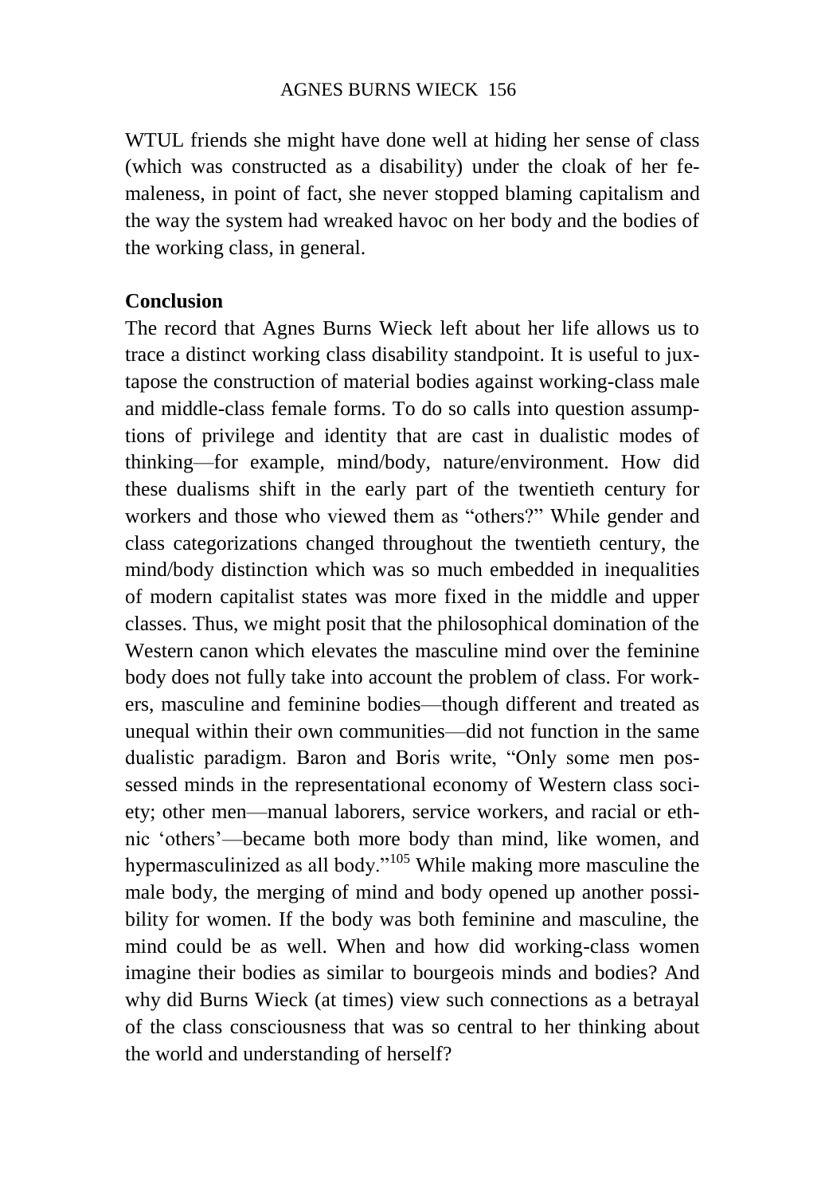WTUL friends she might have done well at hiding her sense of class (which was constructed as a disability) under the cloak of her femaleness, in point of fact, she never stopped blaming capitalism and the way the system had wreaked havoc on her body and the bodies of the working class, in general.

## Conclusion

The record that Agnes Burns Wieck left about her life allows us to trace a distinct working class disability standpoint. It is useful to juxtapose the construction of material bodies against working-class male and middle-class female forms. To do so calls into question assumptions of privilege and identity that are cast in dualistic modes of thinking—for example, mind/body, nature/environment. How did these dualisms shift in the early part of the twentieth century for workers and those who viewed them as "others?" While gender and class categorizations changed throughout the twentieth century, the mind/body distinction which was so much embedded in inequalities of modern capitalist states was more fixed in the middle and upper classes. Thus, we might posit that the philosophical domination of the Western canon which elevates the masculine mind over the feminine body does not fully take into account the problem of class. For workers, masculine and feminine bodies—though different and treated as unequal within their own communities—did not function in the same dualistic paradigm. Baron and Boris write, "Only some men possessed minds in the representational economy of Western class society; other men—manual laborers, service workers, and racial or ethnic 'others'—became both more body than mind, like women, and hypermasculinized as all body."[105] While making more masculine the male body, the merging of mind and body opened up another possibility for women. If the body was both feminine and masculine, the mind could be as well. When and how did working-class women imagine their bodies as similar to bourgeois minds and bodies? And why did Burns Wieck (at times) view such connections as a betrayal of the class consciousness that was so central to her thinking about the world and understanding of herself?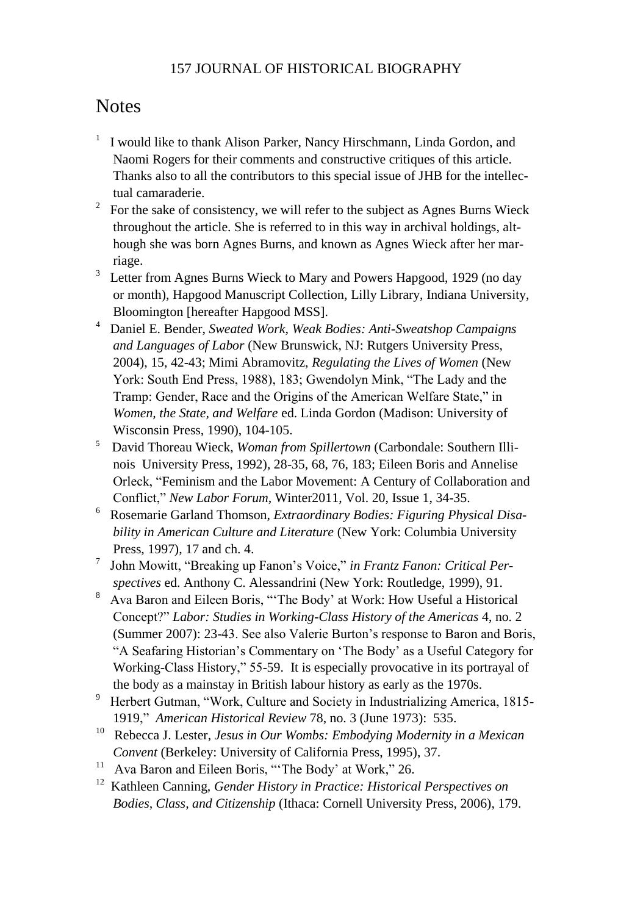# Notes

[1] I would like to thank Alison Parker, Nancy Hirschmann, Linda Gordon, and Naomi Rogers for their comments and constructive critiques of this article. Thanks also to all the contributors to this special issue of JHB for the intellectual camaraderie.

[2] For the sake of consistency, we will refer to the subject as Agnes Burns Wieck throughout the article. She is referred to in this way in archival holdings, although she was born Agnes Burns, and known as Agnes Wieck after her marriage.

[3] Letter from Agnes Burns Wieck to Mary and Powers Hapgood, 1929 (no day or month), Hapgood Manuscript Collection, Lilly Library, Indiana University, Bloomington [hereafter Hapgood MSS].

[4] Daniel E. Bender, *Sweated Work, Weak Bodies: Anti-Sweatshop Campaigns and Languages of Labor* (New Brunswick, NJ: Rutgers University Press, 2004), 15, 42-43; Mimi Abramovitz, *Regulating the Lives of Women* (New York: South End Press, 1988), 183; Gwendolyn Mink, "The Lady and the Tramp: Gender, Race and the Origins of the American Welfare State," in *Women, the State, and Welfare* ed. Linda Gordon (Madison: University of Wisconsin Press, 1990), 104-105.

[5] David Thoreau Wieck, *Woman from Spillertown* (Carbondale: Southern Illinois University Press, 1992), 28-35, 68, 76, 183; Eileen Boris and Annelise Orleck, "Feminism and the Labor Movement: A Century of Collaboration and Conflict," *New Labor Forum*, Winter2011, Vol. 20, Issue 1, 34-35.

[6] Rosemarie Garland Thomson, *Extraordinary Bodies: Figuring Physical Disability in American Culture and Literature* (New York: Columbia University Press, 1997), 17 and ch. 4.

[7] John Mowitt, "Breaking up Fanon's Voice," *in Frantz Fanon: Critical Perspectives* ed. Anthony C. Alessandrini (New York: Routledge, 1999), 91.

[8] Ava Baron and Eileen Boris, "'The Body' at Work: How Useful a Historical Concept?" *Labor: Studies in Working-Class History of the Americas* 4, no. 2 (Summer 2007): 23-43. See also Valerie Burton's response to Baron and Boris, "A Seafaring Historian's Commentary on 'The Body' as a Useful Category for Working-Class History," 55-59. It is especially provocative in its portrayal of the body as a mainstay in British labour history as early as the 1970s.

[9] Herbert Gutman, "Work, Culture and Society in Industrializing America, 1815-1919," *American Historical Review* 78, no. 3 (June 1973): 535.

[10] Rebecca J. Lester, *Jesus in Our Wombs: Embodying Modernity in a Mexican Convent* (Berkeley: University of California Press, 1995), 37.

[11] Ava Baron and Eileen Boris, "'The Body' at Work," 26.

[12] Kathleen Canning, *Gender History in Practice: Historical Perspectives on Bodies, Class, and Citizenship* (Ithaca: Cornell University Press, 2006), 179.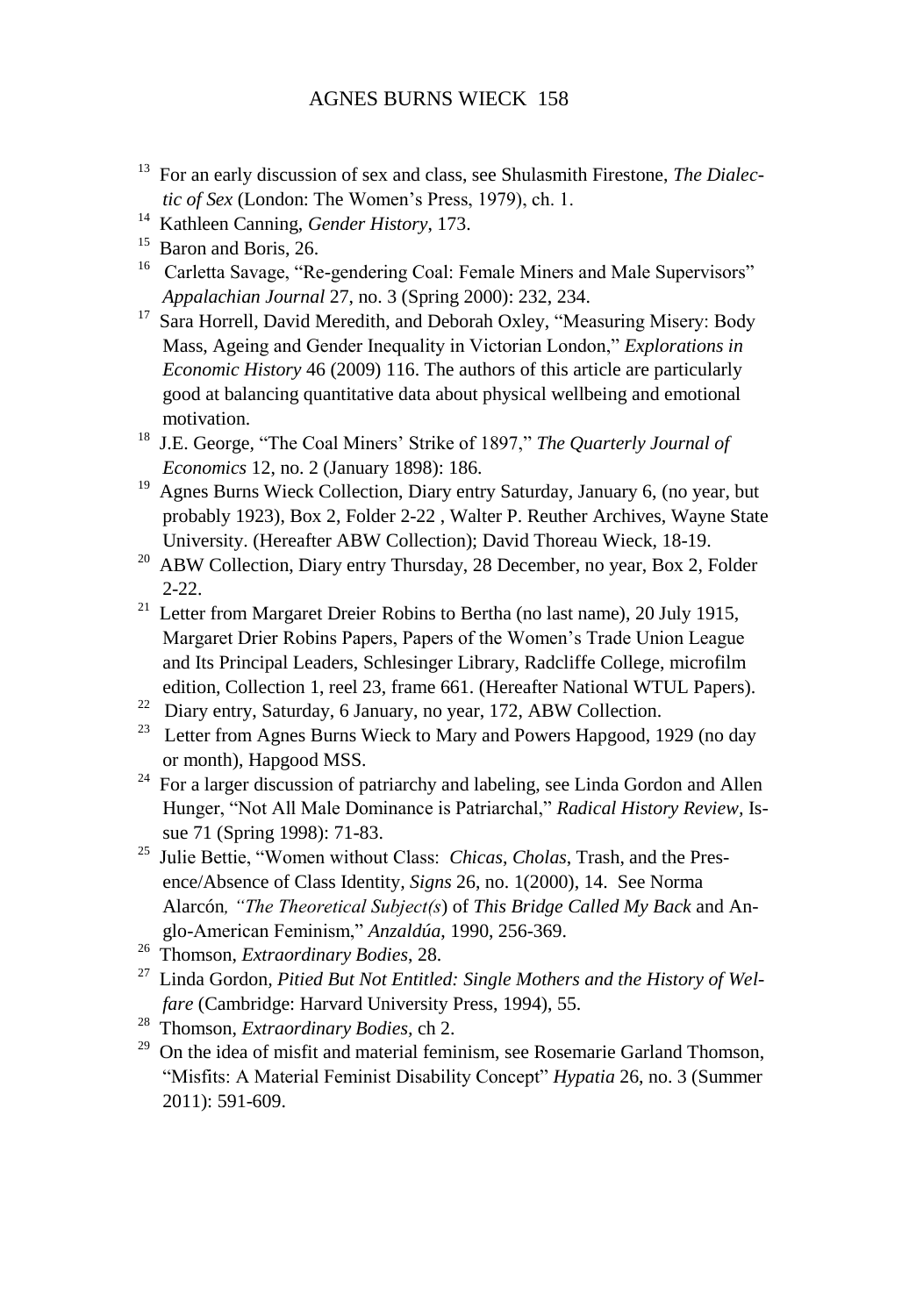[13] For an early discussion of sex and class, see Shulasmith Firestone, *The Dialectic of Sex* (London: The Women's Press, 1979), ch. 1.

[14] Kathleen Canning, *Gender History*, 173.

[15] Baron and Boris, 26.

[16] Carletta Savage, "Re-gendering Coal: Female Miners and Male Supervisors" *Appalachian Journal* 27, no. 3 (Spring 2000): 232, 234.

[17] Sara Horrell, David Meredith, and Deborah Oxley, "Measuring Misery: Body Mass, Ageing and Gender Inequality in Victorian London," *Explorations in Economic History* 46 (2009) 116. The authors of this article are particularly good at balancing quantitative data about physical wellbeing and emotional motivation.

[18] J.E. George, "The Coal Miners' Strike of 1897," *The Quarterly Journal of Economics* 12, no. 2 (January 1898): 186.

[19] Agnes Burns Wieck Collection, Diary entry Saturday, January 6, (no year, but probably 1923), Box 2, Folder 2-22 , Walter P. Reuther Archives, Wayne State University. (Hereafter ABW Collection); David Thoreau Wieck, 18-19.

[20] ABW Collection, Diary entry Thursday, 28 December, no year, Box 2, Folder 2-22.

[21] Letter from Margaret Dreier Robins to Bertha (no last name), 20 July 1915, Margaret Drier Robins Papers, Papers of the Women's Trade Union League and Its Principal Leaders, Schlesinger Library, Radcliffe College, microfilm edition, Collection 1, reel 23, frame 661. (Hereafter National WTUL Papers).

[22] Diary entry, Saturday, 6 January, no year, 172, ABW Collection.

[23] Letter from Agnes Burns Wieck to Mary and Powers Hapgood, 1929 (no day or month), Hapgood MSS.

[24] For a larger discussion of patriarchy and labeling, see Linda Gordon and Allen Hunger, "Not All Male Dominance is Patriarchal," *Radical History Review*, Issue 71 (Spring 1998): 71-83.

[25] Julie Bettie, "Women without Class: *Chicas*, *Cholas*, Trash, and the Presence/Absence of Class Identity, *Signs* 26, no. 1(2000), 14. See Norma Alarcón*, "The Theoretical Subject(s*) of *This Bridge Called My Back* and Anglo-American Feminism," *Anzaldúa*, 1990, 256-369.

[26] Thomson, *Extraordinary Bodies*, 28.

[27] Linda Gordon, *Pitied But Not Entitled: Single Mothers and the History of Welfare* (Cambridge: Harvard University Press, 1994), 55.

[28] Thomson, *Extraordinary Bodies*, ch 2.

[29] On the idea of misfit and material feminism, see Rosemarie Garland Thomson, "Misfits: A Material Feminist Disability Concept" *Hypatia* 26, no. 3 (Summer 2011): 591-609.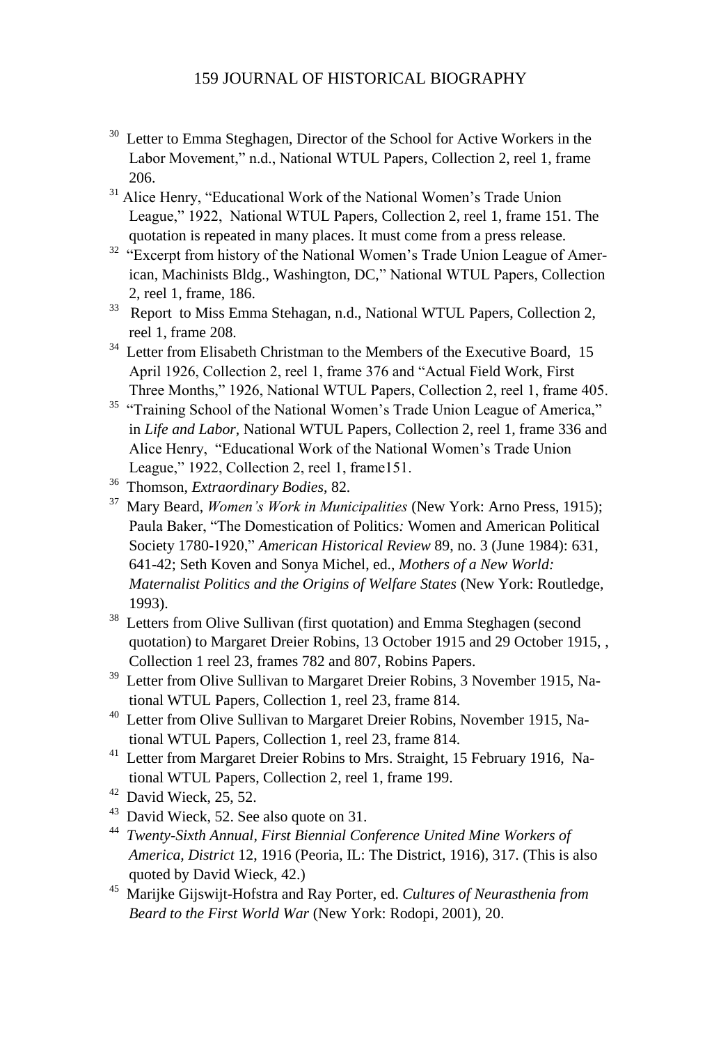[30] Letter to Emma Steghagen, Director of the School for Active Workers in the Labor Movement," n.d., National WTUL Papers, Collection 2, reel 1, frame 206.

[31] Alice Henry, "Educational Work of the National Women's Trade Union League," 1922, National WTUL Papers, Collection 2, reel 1, frame 151. The quotation is repeated in many places. It must come from a press release.

[32] "Excerpt from history of the National Women's Trade Union League of American, Machinists Bldg., Washington, DC," National WTUL Papers, Collection 2, reel 1, frame, 186.

[33] Report to Miss Emma Stehagan, n.d., National WTUL Papers, Collection 2, reel 1, frame 208.

[34] Letter from Elisabeth Christman to the Members of the Executive Board, 15 April 1926, Collection 2, reel 1, frame 376 and "Actual Field Work, First Three Months," 1926, National WTUL Papers, Collection 2, reel 1, frame 405.

[35] "Training School of the National Women's Trade Union League of America," in *Life and Labor*, National WTUL Papers, Collection 2, reel 1, frame 336 and Alice Henry, "Educational Work of the National Women's Trade Union League," 1922, Collection 2, reel 1, frame151.

[36] Thomson, *Extraordinary Bodies*, 82.

[37] Mary Beard, *Women's Work in Municipalities* (New York: Arno Press, 1915); Paula Baker, "The Domestication of Politics*:* Women and American Political Society 1780-1920," *American Historical Review* 89, no. 3 (June 1984): 631, 641-42; Seth Koven and Sonya Michel, ed., *Mothers of a New World: Maternalist Politics and the Origins of Welfare States* (New York: Routledge, 1993).

[38] Letters from Olive Sullivan (first quotation) and Emma Steghagen (second quotation) to Margaret Dreier Robins, 13 October 1915 and 29 October 1915, , Collection 1 reel 23, frames 782 and 807, Robins Papers.

[39] Letter from Olive Sullivan to Margaret Dreier Robins, 3 November 1915, National WTUL Papers, Collection 1, reel 23, frame 814.

[40] Letter from Olive Sullivan to Margaret Dreier Robins, November 1915, National WTUL Papers, Collection 1, reel 23, frame 814.

[41] Letter from Margaret Dreier Robins to Mrs. Straight, 15 February 1916, National WTUL Papers, Collection 2, reel 1, frame 199.

[42] David Wieck, 25, 52.

[43] David Wieck, 52. See also quote on 31.

[44] *Twenty-Sixth Annual, First Biennial Conference United Mine Workers of America, District* 12, 1916 (Peoria, IL: The District, 1916), 317. (This is also quoted by David Wieck, 42.)

[45] Marijke Gijswijt-Hofstra and Ray Porter, ed. *Cultures of Neurasthenia from Beard to the First World War* (New York: Rodopi, 2001), 20.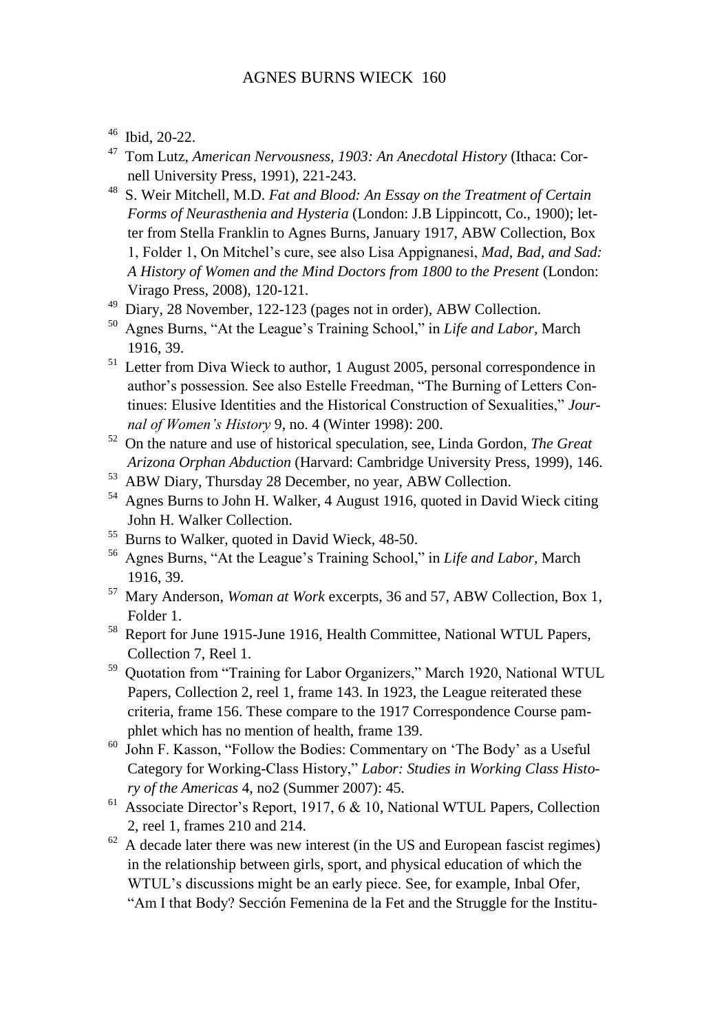[46] Ibid, 20-22.

[47] Tom Lutz, *American Nervousness, 1903: An Anecdotal History* (Ithaca: Cornell University Press, 1991), 221-243.

[48] S. Weir Mitchell, M.D. *Fat and Blood: An Essay on the Treatment of Certain Forms of Neurasthenia and Hysteria* (London: J.B Lippincott, Co., 1900); letter from Stella Franklin to Agnes Burns, January 1917, ABW Collection, Box 1, Folder 1, On Mitchel's cure, see also Lisa Appignanesi, *Mad, Bad, and Sad: A History of Women and the Mind Doctors from 1800 to the Present* (London: Virago Press, 2008), 120-121.

[49] Diary, 28 November, 122-123 (pages not in order), ABW Collection.

[50] Agnes Burns, "At the League's Training School," in *Life and Labor,* March 1916, 39.

[51] Letter from Diva Wieck to author, 1 August 2005, personal correspondence in author's possession. See also Estelle Freedman, "The Burning of Letters Continues: Elusive Identities and the Historical Construction of Sexualities," *Journal of Women's History* 9, no. 4 (Winter 1998): 200.

[52] On the nature and use of historical speculation, see, Linda Gordon, *The Great Arizona Orphan Abduction* (Harvard: Cambridge University Press, 1999), 146.

[53] ABW Diary, Thursday 28 December, no year, ABW Collection.

[54] Agnes Burns to John H. Walker, 4 August 1916, quoted in David Wieck citing John H. Walker Collection.

[55] Burns to Walker, quoted in David Wieck, 48-50.

[56] Agnes Burns, "At the League's Training School," in *Life and Labor,* March 1916, 39.

[57] Mary Anderson, *Woman at Work* excerpts, 36 and 57, ABW Collection, Box 1, Folder 1.

[58] Report for June 1915-June 1916, Health Committee, National WTUL Papers, Collection 7, Reel 1.

[59] Quotation from "Training for Labor Organizers," March 1920, National WTUL Papers, Collection 2, reel 1, frame 143. In 1923, the League reiterated these criteria, frame 156. These compare to the 1917 Correspondence Course pamphlet which has no mention of health, frame 139.

[60] John F. Kasson, "Follow the Bodies: Commentary on 'The Body' as a Useful Category for Working-Class History," *Labor: Studies in Working Class History of the Americas* 4, no2 (Summer 2007): 45.

[61] Associate Director's Report, 1917, 6 & 10, National WTUL Papers, Collection 2, reel 1, frames 210 and 214.

[62] A decade later there was new interest (in the US and European fascist regimes) in the relationship between girls, sport, and physical education of which the WTUL's discussions might be an early piece. See, for example, Inbal Ofer, "Am I that Body? Sección Femenina de la Fet and the Struggle for the Institu-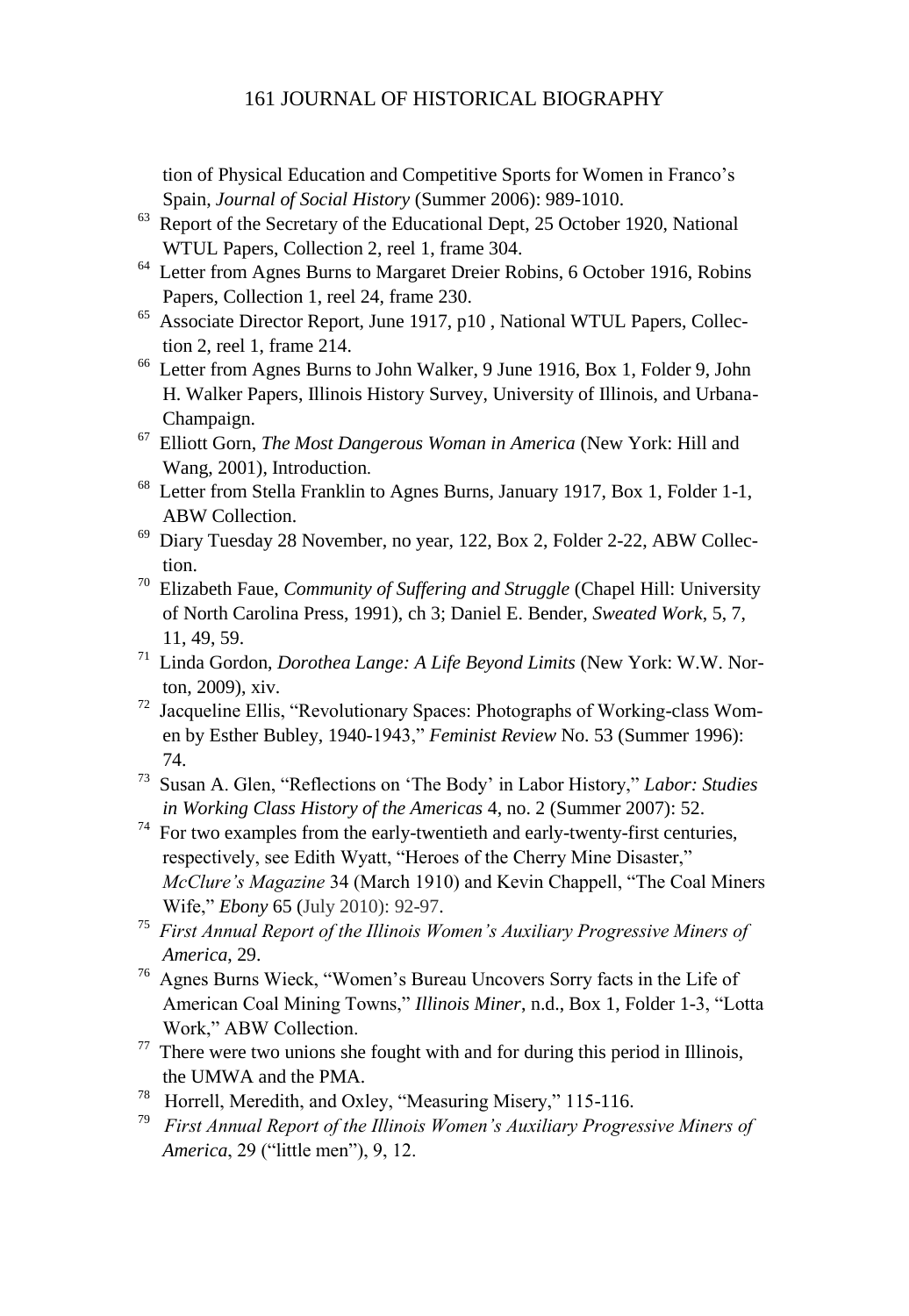tion of Physical Education and Competitive Sports for Women in Franco's Spain, *Journal of Social History* (Summer 2006): 989-1010.

[63] Report of the Secretary of the Educational Dept, 25 October 1920, National WTUL Papers, Collection 2, reel 1, frame 304.

[64] Letter from Agnes Burns to Margaret Dreier Robins, 6 October 1916, Robins Papers, Collection 1, reel 24, frame 230.

[65] Associate Director Report, June 1917, p10 , National WTUL Papers, Collection 2, reel 1, frame 214.

[66] Letter from Agnes Burns to John Walker, 9 June 1916, Box 1, Folder 9, John H. Walker Papers, Illinois History Survey, University of Illinois, and Urbana-Champaign.

[67] Elliott Gorn, *The Most Dangerous Woman in America* (New York: Hill and Wang, 2001), Introduction.

[68] Letter from Stella Franklin to Agnes Burns, January 1917, Box 1, Folder 1-1, ABW Collection.

[69] Diary Tuesday 28 November, no year, 122, Box 2, Folder 2-22, ABW Collection.

[70] Elizabeth Faue, *Community of Suffering and Struggle* (Chapel Hill: University of North Carolina Press, 1991), ch 3; Daniel E. Bender, *Sweated Work*, 5, 7, 11, 49, 59.

[71] Linda Gordon, *Dorothea Lange: A Life Beyond Limits* (New York: W.W. Norton, 2009), xiv.

[72] Jacqueline Ellis, "Revolutionary Spaces: Photographs of Working-class Women by Esther Bubley, 1940-1943," *Feminist Review* No. 53 (Summer 1996): 74.

[73] Susan A. Glen, "Reflections on 'The Body' in Labor History," *Labor: Studies in Working Class History of the Americas* 4, no. 2 (Summer 2007): 52.

[74] For two examples from the early-twentieth and early-twenty-first centuries, respectively, see Edith Wyatt, "Heroes of the Cherry Mine Disaster," *McClure's Magazine* 34 (March 1910) and Kevin Chappell, "The Coal Miners Wife," *Ebony* 65 (July 2010): 92-97.

[75] *First Annual Report of the Illinois Women's Auxiliary Progressive Miners of America*, 29.

[76] Agnes Burns Wieck, "Women's Bureau Uncovers Sorry facts in the Life of American Coal Mining Towns," *Illinois Miner*, n.d., Box 1, Folder 1-3, "Lotta Work," ABW Collection.

[77] There were two unions she fought with and for during this period in Illinois, the UMWA and the PMA.

[78] Horrell, Meredith, and Oxley, "Measuring Misery," 115-116.

[79] *First Annual Report of the Illinois Women's Auxiliary Progressive Miners of America*, 29 ("little men"), 9, 12.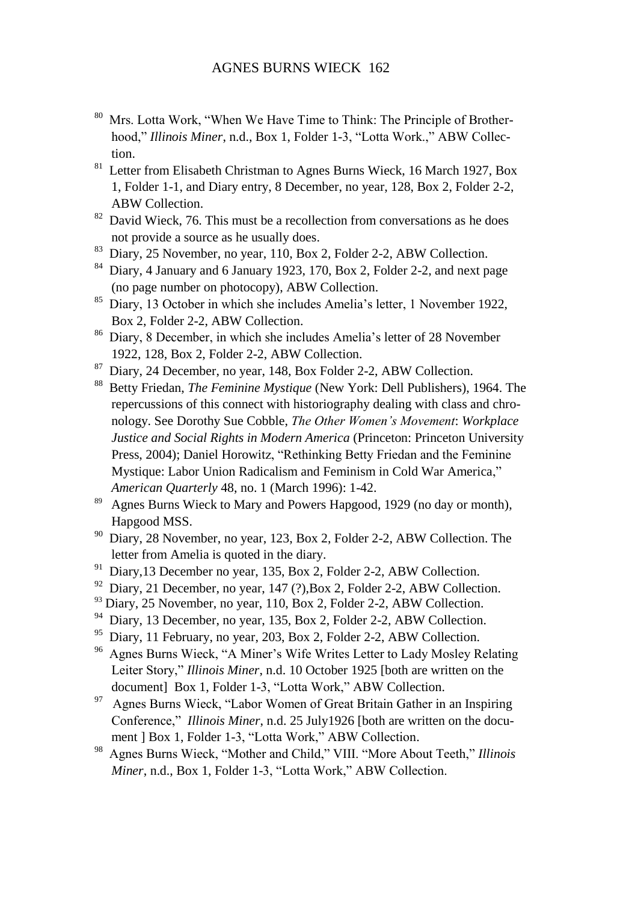[80] Mrs. Lotta Work, "When We Have Time to Think: The Principle of Brotherhood," *Illinois Miner*, n.d., Box 1, Folder 1-3, "Lotta Work.," ABW Collection.

[81] Letter from Elisabeth Christman to Agnes Burns Wieck, 16 March 1927, Box 1, Folder 1-1, and Diary entry, 8 December, no year, 128, Box 2, Folder 2-2, ABW Collection.

[82] David Wieck, 76. This must be a recollection from conversations as he does not provide a source as he usually does.

[83] Diary, 25 November, no year, 110, Box 2, Folder 2-2, ABW Collection.

[84] Diary, 4 January and 6 January 1923, 170, Box 2, Folder 2-2, and next page (no page number on photocopy), ABW Collection.

[85] Diary, 13 October in which she includes Amelia's letter, 1 November 1922, Box 2, Folder 2-2, ABW Collection.

[86] Diary, 8 December, in which she includes Amelia's letter of 28 November 1922, 128, Box 2, Folder 2-2, ABW Collection.

[87] Diary, 24 December, no year, 148, Box Folder 2-2, ABW Collection.

[88] Betty Friedan, *The Feminine Mystique* (New York: Dell Publishers), 1964. The repercussions of this connect with historiography dealing with class and chronology. See Dorothy Sue Cobble, *The Other Women's Movement*: *Workplace Justice and Social Rights in Modern America* (Princeton: Princeton University Press, 2004); Daniel Horowitz, "Rethinking Betty Friedan and the Feminine Mystique: Labor Union Radicalism and Feminism in Cold War America," *American Quarterly* 48, no. 1 (March 1996): 1-42.

[89] Agnes Burns Wieck to Mary and Powers Hapgood, 1929 (no day or month), Hapgood MSS.

[90] Diary, 28 November, no year, 123, Box 2, Folder 2-2, ABW Collection. The letter from Amelia is quoted in the diary.

[91] Diary,13 December no year, 135, Box 2, Folder 2-2, ABW Collection.

[92] Diary, 21 December, no year, 147 (?),Box 2, Folder 2-2, ABW Collection.

[93] Diary, 25 November, no year, 110, Box 2, Folder 2-2, ABW Collection.

[94] Diary, 13 December, no year, 135, Box 2, Folder 2-2, ABW Collection.

[95] Diary, 11 February, no year, 203, Box 2, Folder 2-2, ABW Collection.

[96] Agnes Burns Wieck, "A Miner's Wife Writes Letter to Lady Mosley Relating Leiter Story," *Illinois Miner*, n.d. 10 October 1925 [both are written on the document] Box 1, Folder 1-3, "Lotta Work," ABW Collection.

[97] Agnes Burns Wieck, "Labor Women of Great Britain Gather in an Inspiring Conference," *Illinois Miner*, n.d. 25 July1926 [both are written on the document ] Box 1, Folder 1-3, "Lotta Work," ABW Collection.

[98] Agnes Burns Wieck, "Mother and Child," VIII. "More About Teeth," *Illinois Miner*, n.d., Box 1, Folder 1-3, "Lotta Work," ABW Collection.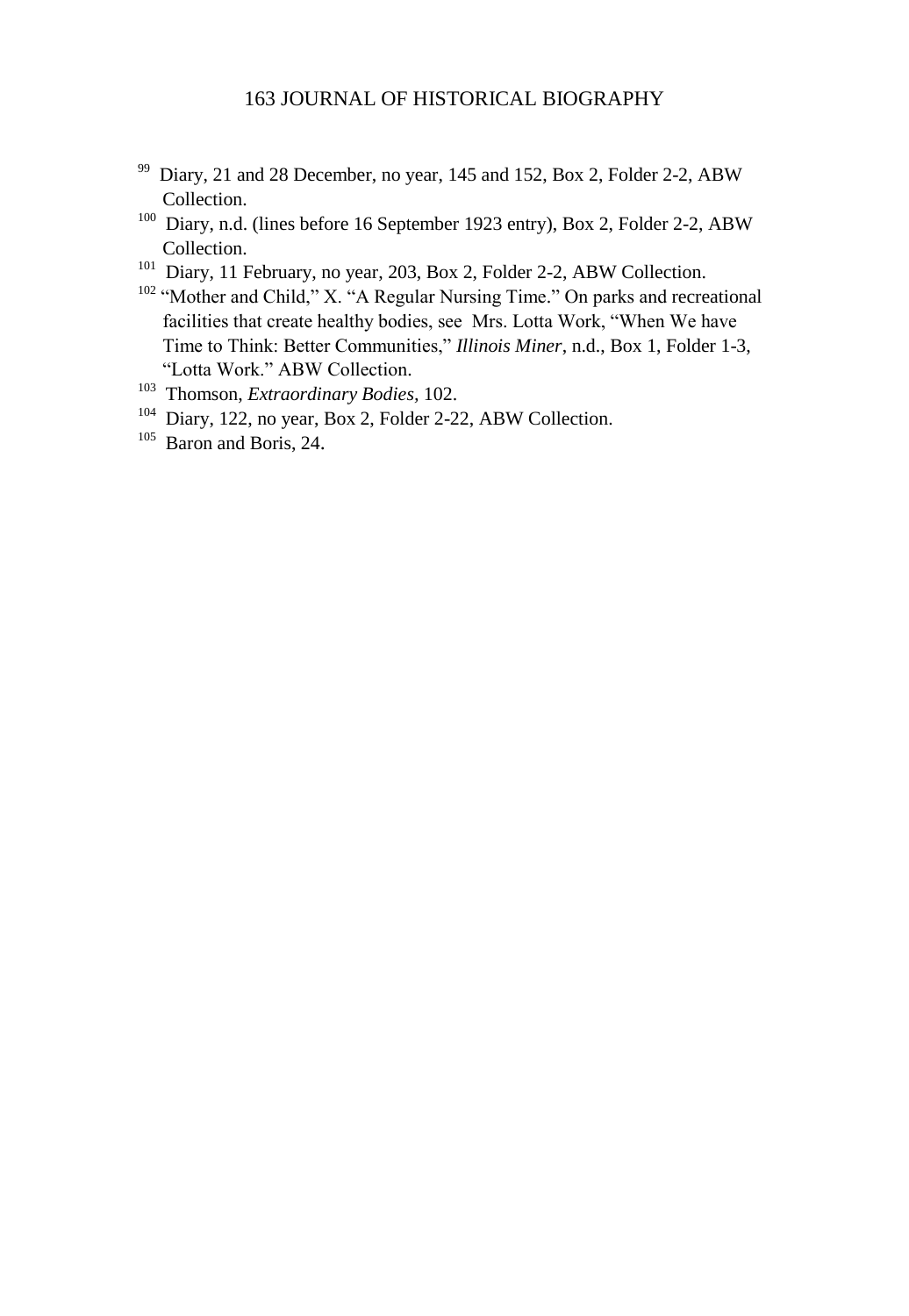[99] Diary, 21 and 28 December, no year, 145 and 152, Box 2, Folder 2-2, ABW Collection.

[100] Diary, n.d. (lines before 16 September 1923 entry), Box 2, Folder 2-2, ABW Collection.

[101] Diary, 11 February, no year, 203, Box 2, Folder 2-2, ABW Collection.

[102] "Mother and Child," X. "A Regular Nursing Time." On parks and recreational facilities that create healthy bodies, see Mrs. Lotta Work, "When We have Time to Think: Better Communities," *Illinois Miner*, n.d., Box 1, Folder 1-3, "Lotta Work." ABW Collection.

[103] Thomson, *Extraordinary Bodies*, 102.

[104] Diary, 122, no year, Box 2, Folder 2-22, ABW Collection.

[105] Baron and Boris, 24.